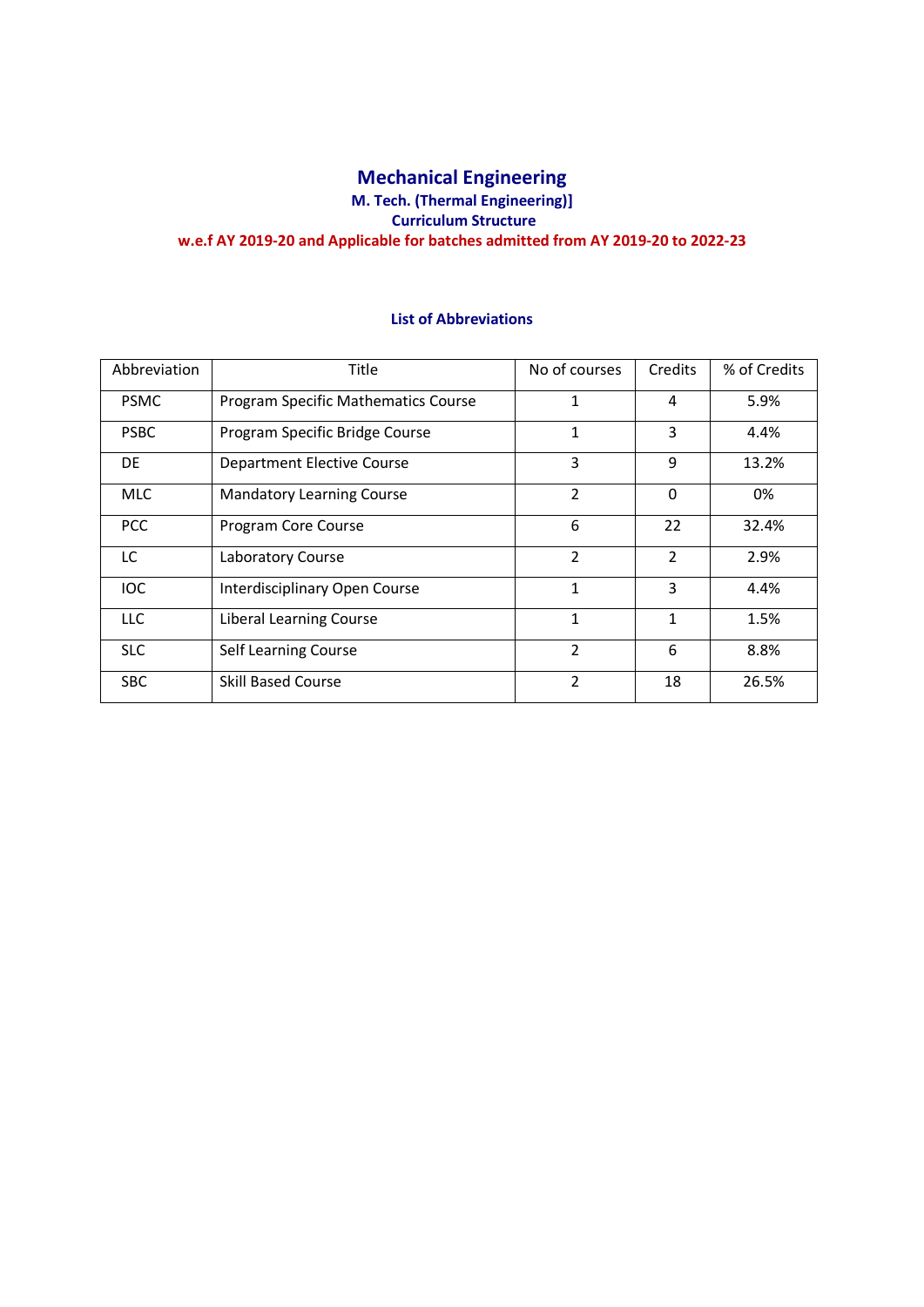# Mechanical Engineering

### M. Tech. (Thermal Engineering)]

### Curriculum Structure

**w.e.f AY 2019-20 and Applicable for batches admitted from AY 2019-20 to 2022-23**

### List of Abbreviations

| Abbreviation | Title | No of courses | Credits | % of Credits |
|---|---|---|---|---|
| PSMC | Program Specific Mathematics Course | 1 | 4 | 5.9% |
| PSBC | Program Specific Bridge Course | 1 | 3 | 4.4% |
| DE | Department Elective Course | 3 | 9 | 13.2% |
| MLC | Mandatory Learning Course | 2 | 0 | 0% |
| PCC | Program Core Course | 6 | 22 | 32.4% |
| LC | Laboratory Course | 2 | 2 | 2.9% |
| IOC | Interdisciplinary Open Course | 1 | 3 | 4.4% |
| LLC | Liberal Learning Course | 1 | 1 | 1.5% |
| SLC | Self Learning Course | 2 | 6 | 8.8% |
| SBC | Skill Based Course | 2 | 18 | 26.5% |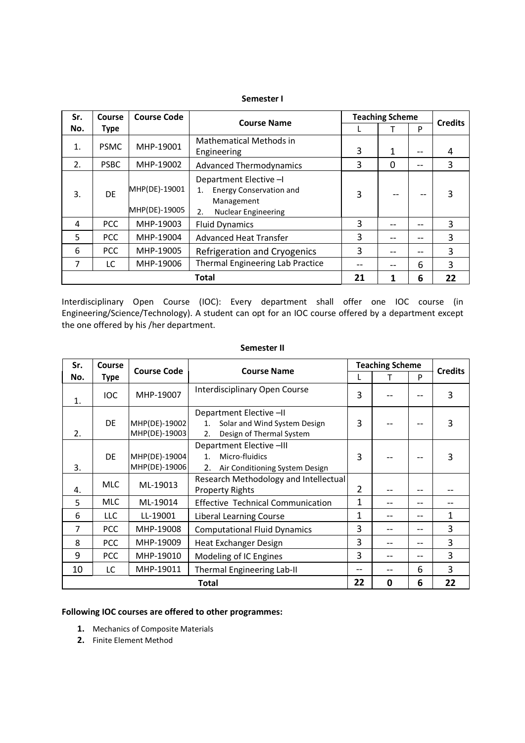**Semester I**

| Sr. No. | Course Type | Course Code | Course Name | Teaching Scheme | | | Credits |
|---|---|---|---|---|---|---|---|
| | | | | L | T | P | |
| 1. | PSMC | MHP-19001 | Mathematical Methods in Engineering | 3 | 1 | -- | 4 |
| 2. | PSBC | MHP-19002 | Advanced Thermodynamics | 3 | 0 | -- | 3 |
| 3. | DE | MHP(DE)-19001<br>MHP(DE)-19005 | Department Elective –I<br>1. Energy Conservation and Management<br>2. Nuclear Engineering | 3 | -- | -- | 3 |
| 4 | PCC | MHP-19003 | Fluid Dynamics | 3 | -- | -- | 3 |
| 5 | PCC | MHP-19004 | Advanced Heat Transfer | 3 | -- | -- | 3 |
| 6 | PCC | MHP-19005 | Refrigeration and Cryogenics | 3 | -- | -- | 3 |
| 7 | LC | MHP-19006 | Thermal Engineering Lab Practice | -- | -- | 6 | 3 |
| | | | **Total** | **21** | **1** | **6** | **22** |

Interdisciplinary Open Course (IOC): Every department shall offer one IOC course (in Engineering/Science/Technology). A student can opt for an IOC course offered by a department except the one offered by his /her department.

**Semester II**

| Sr. No. | Course Type | Course Code | Course Name | Teaching Scheme | | | Credits |
|---|---|---|---|---|---|---|---|
| | | | | L | T | P | |
| 1. | IOC | MHP-19007 | Interdisciplinary Open Course | 3 | -- | -- | 3 |
| 2. | DE | MHP(DE)-19002<br>MHP(DE)-19003 | Department Elective –II<br>1. Solar and Wind System Design<br>2. Design of Thermal System | 3 | -- | -- | 3 |
| 3. | DE | MHP(DE)-19004<br>MHP(DE)-19006 | Department Elective –III<br>1. Micro-fluidics<br>2. Air Conditioning System Design | 3 | -- | -- | 3 |
| 4. | MLC | ML-19013 | Research Methodology and Intellectual Property Rights | 2 | -- | -- | -- |
| 5 | MLC | ML-19014 | Effective Technical Communication | 1 | -- | -- | -- |
| 6 | LLC | LL-19001 | Liberal Learning Course | 1 | -- | -- | 1 |
| 7 | PCC | MHP-19008 | Computational Fluid Dynamics | 3 | -- | -- | 3 |
| 8 | PCC | MHP-19009 | Heat Exchanger Design | 3 | -- | -- | 3 |
| 9 | PCC | MHP-19010 | Modeling of IC Engines | 3 | -- | -- | 3 |
| 10 | LC | MHP-19011 | Thermal Engineering Lab-II | -- | -- | 6 | 3 |
| | | | **Total** | **22** | **0** | **6** | **22** |

**Following IOC courses are offered to other programmes:**

1. Mechanics of Composite Materials
2. Finite Element Method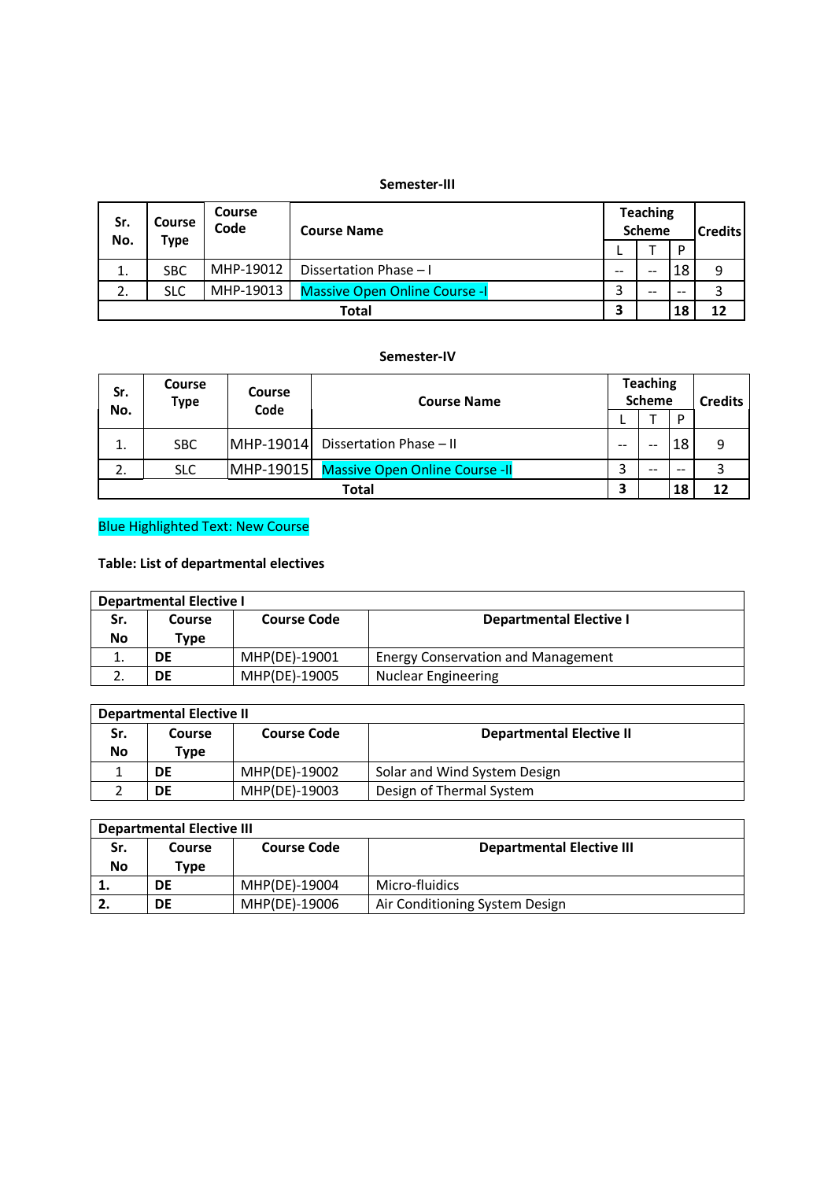**Semester-III**

| Sr. No. | Course Type | Course Code | Course Name | Teaching Scheme | | | Credits |
|---|---|---|---|---|---|---|---|
| | | | | L | T | P | |
| 1. | SBC | MHP-19012 | Dissertation Phase – I | -- | -- | 18 | 9 |
| 2. | SLC | MHP-19013 | Massive Open Online Course -I | 3 | -- | -- | 3 |
| **Total** | | | | **3** | | **18** | **12** |

**Semester-IV**

| Sr. No. | Course Type | Course Code | Course Name | Teaching Scheme | | | Credits |
|---|---|---|---|---|---|---|---|
| | | | | L | T | P | |
| 1. | SBC | MHP-19014 | Dissertation Phase – II | -- | -- | 18 | 9 |
| 2. | SLC | MHP-19015 | Massive Open Online Course -II | 3 | -- | -- | 3 |
| **Total** | | | | **3** | | **18** | **12** |

Blue Highlighted Text: New Course

**Table: List of departmental electives**

| **Departmental Elective I** | | | |
|---|---|---|---|
| **Sr. No** | **Course Type** | **Course Code** | **Departmental Elective I** |
| 1. | **DE** | MHP(DE)-19001 | Energy Conservation and Management |
| 2. | **DE** | MHP(DE)-19005 | Nuclear Engineering |

| **Departmental Elective II** | | | |
|---|---|---|---|
| **Sr. No** | **Course Type** | **Course Code** | **Departmental Elective II** |
| 1 | **DE** | MHP(DE)-19002 | Solar and Wind System Design |
| 2 | **DE** | MHP(DE)-19003 | Design of Thermal System |

| **Departmental Elective III** | | | |
|---|---|---|---|
| **Sr. No** | **Course Type** | **Course Code** | **Departmental Elective III** |
| **1.** | **DE** | MHP(DE)-19004 | Micro-fluidics |
| **2.** | **DE** | MHP(DE)-19006 | Air Conditioning System Design |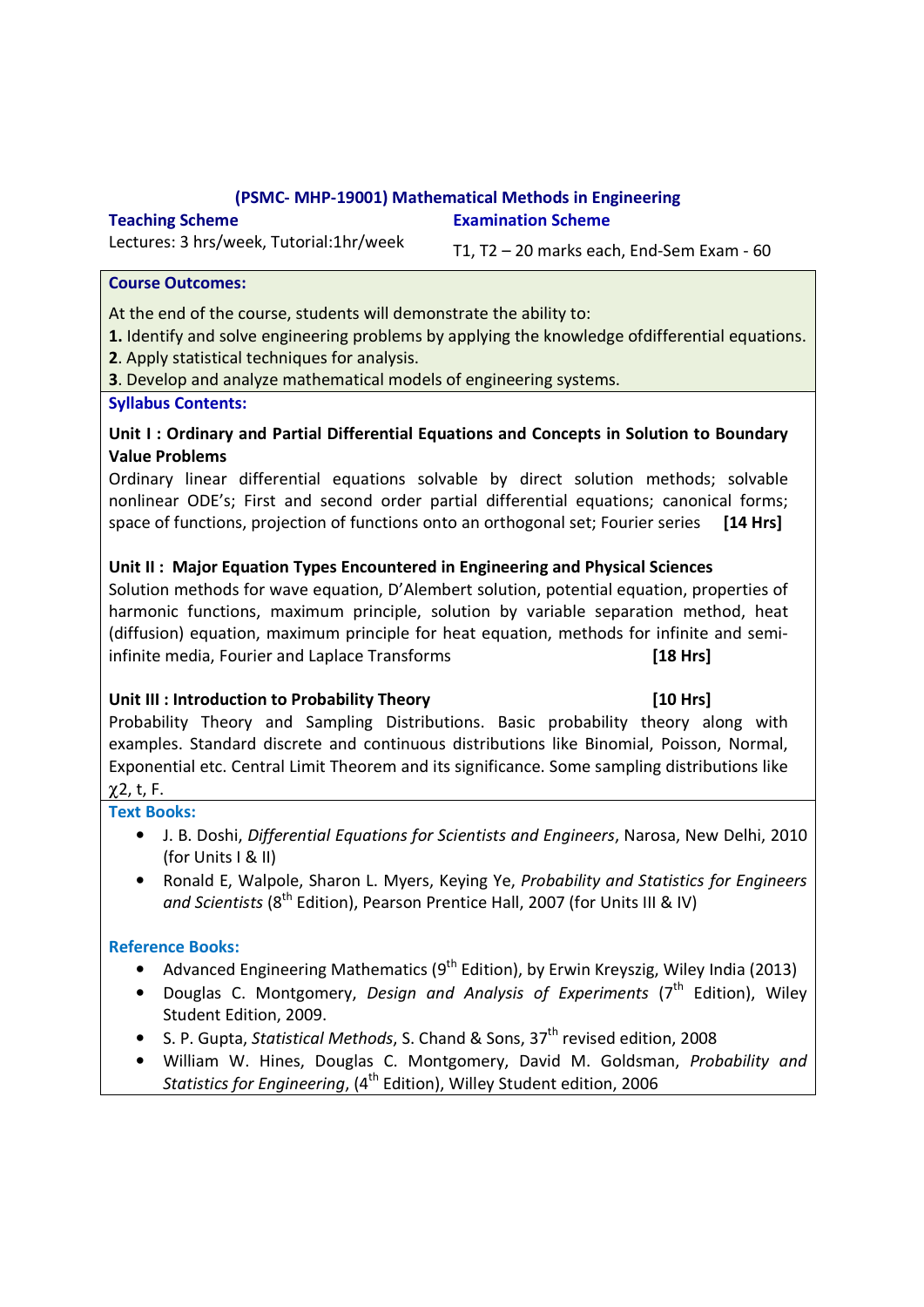## (PSMC- MHP-19001) Mathematical Methods in Engineering

**Teaching Scheme**
Lectures: 3 hrs/week, Tutorial:1hr/week

**Examination Scheme**
T1, T2 – 20 marks each, End-Sem Exam - 60

**Course Outcomes:**

At the end of the course, students will demonstrate the ability to:

**1.** Identify and solve engineering problems by applying the knowledge ofdifferential equations.
**2**. Apply statistical techniques for analysis.
**3**. Develop and analyze mathematical models of engineering systems.

**Syllabus Contents:**

**Unit I : Ordinary and Partial Differential Equations and Concepts in Solution to Boundary Value Problems**

Ordinary linear differential equations solvable by direct solution methods; solvable nonlinear ODE's; First and second order partial differential equations; canonical forms; space of functions, projection of functions onto an orthogonal set; Fourier series **[14 Hrs]**

**Unit II : Major Equation Types Encountered in Engineering and Physical Sciences**

Solution methods for wave equation, D'Alembert solution, potential equation, properties of harmonic functions, maximum principle, solution by variable separation method, heat (diffusion) equation, maximum principle for heat equation, methods for infinite and semi-infinite media, Fourier and Laplace Transforms **[18 Hrs]**

**Unit III : Introduction to Probability Theory** **[10 Hrs]**

Probability Theory and Sampling Distributions. Basic probability theory along with examples. Standard discrete and continuous distributions like Binomial, Poisson, Normal, Exponential etc. Central Limit Theorem and its significance. Some sampling distributions like $\chi 2$, t, F.

**Text Books:**

- J. B. Doshi, *Differential Equations for Scientists and Engineers*, Narosa, New Delhi, 2010 (for Units I & II)
- Ronald E, Walpole, Sharon L. Myers, Keying Ye, *Probability and Statistics for Engineers and Scientists* (8th Edition), Pearson Prentice Hall, 2007 (for Units III & IV)

**Reference Books:**

- Advanced Engineering Mathematics (9th Edition), by Erwin Kreyszig, Wiley India (2013)
- Douglas C. Montgomery, *Design and Analysis of Experiments* (7th Edition), Wiley Student Edition, 2009.
- S. P. Gupta, *Statistical Methods*, S. Chand & Sons, 37th revised edition, 2008
- William W. Hines, Douglas C. Montgomery, David M. Goldsman, *Probability and Statistics for Engineering*, (4th Edition), Willey Student edition, 2006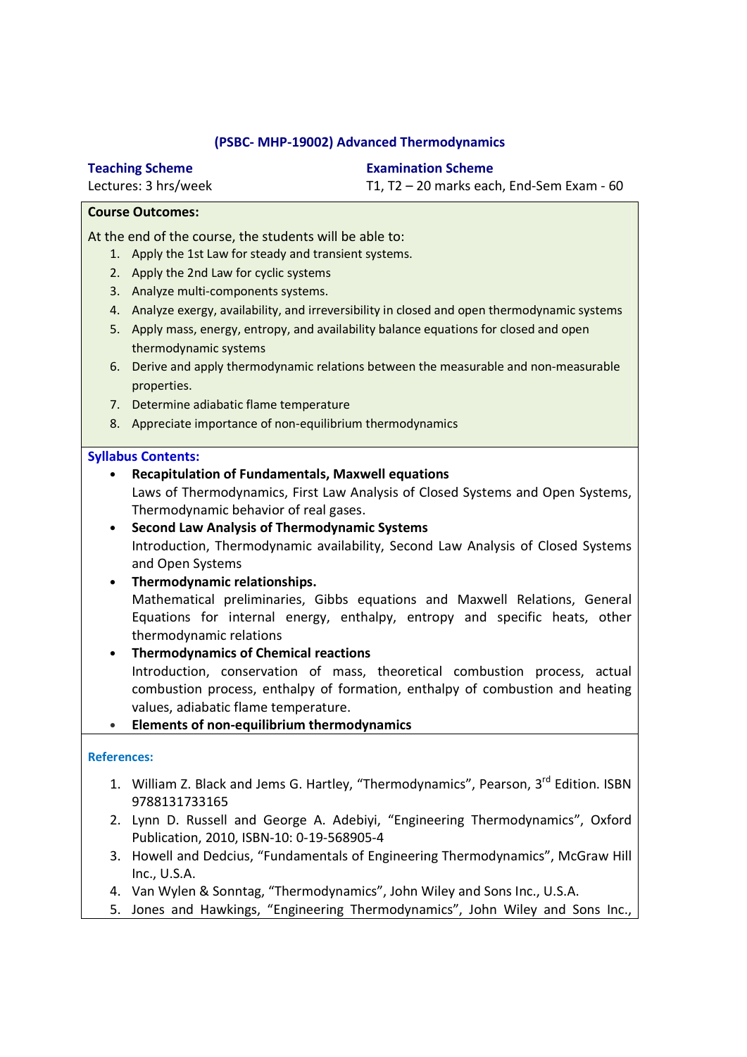## (PSBC- MHP-19002) Advanced Thermodynamics

**Teaching Scheme**
Lectures: 3 hrs/week

**Examination Scheme**
T1, T2 – 20 marks each, End-Sem Exam - 60

**Course Outcomes:**

At the end of the course, the students will be able to:

1. Apply the 1st Law for steady and transient systems.
2. Apply the 2nd Law for cyclic systems
3. Analyze multi-components systems.
4. Analyze exergy, availability, and irreversibility in closed and open thermodynamic systems
5. Apply mass, energy, entropy, and availability balance equations for closed and open thermodynamic systems
6. Derive and apply thermodynamic relations between the measurable and non-measurable properties.
7. Determine adiabatic flame temperature
8. Appreciate importance of non-equilibrium thermodynamics

**Syllabus Contents:**

- **Recapitulation of Fundamentals, Maxwell equations**
  Laws of Thermodynamics, First Law Analysis of Closed Systems and Open Systems, Thermodynamic behavior of real gases.
- **Second Law Analysis of Thermodynamic Systems**
  Introduction, Thermodynamic availability, Second Law Analysis of Closed Systems and Open Systems
- **Thermodynamic relationships.**
  Mathematical preliminaries, Gibbs equations and Maxwell Relations, General Equations for internal energy, enthalpy, entropy and specific heats, other thermodynamic relations
- **Thermodynamics of Chemical reactions**
  Introduction, conservation of mass, theoretical combustion process, actual combustion process, enthalpy of formation, enthalpy of combustion and heating values, adiabatic flame temperature.
- **Elements of non-equilibrium thermodynamics**

**References:**

1. William Z. Black and Jems G. Hartley, "Thermodynamics", Pearson, 3rd Edition. ISBN 9788131733165
2. Lynn D. Russell and George A. Adebiyi, "Engineering Thermodynamics", Oxford Publication, 2010, ISBN-10: 0-19-568905-4
3. Howell and Dedcius, "Fundamentals of Engineering Thermodynamics", McGraw Hill Inc., U.S.A.
4. Van Wylen & Sonntag, "Thermodynamics", John Wiley and Sons Inc., U.S.A.
5. Jones and Hawkings, "Engineering Thermodynamics", John Wiley and Sons Inc.,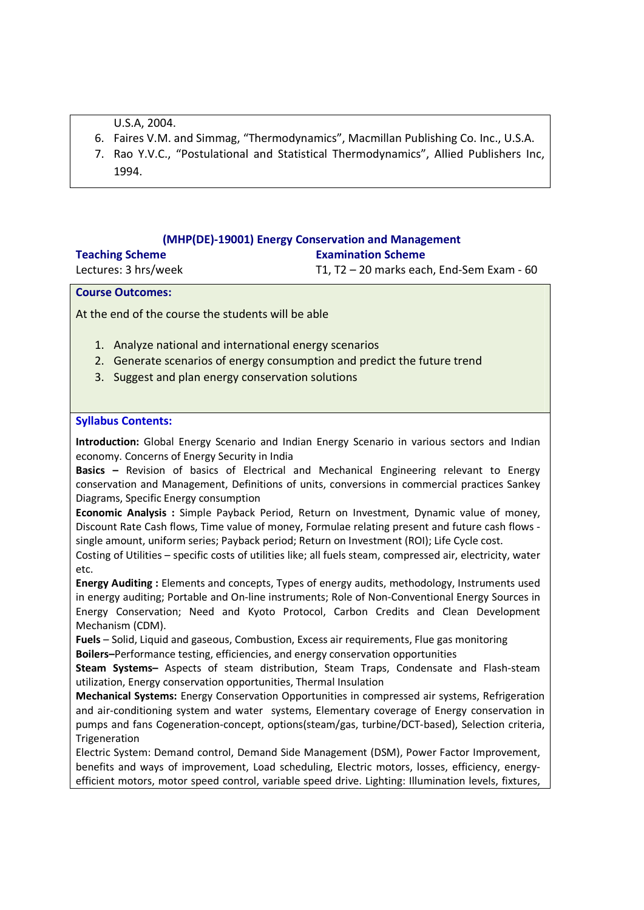U.S.A, 2004.

6. Faires V.M. and Simmag, "Thermodynamics", Macmillan Publishing Co. Inc., U.S.A.
7. Rao Y.V.C., "Postulational and Statistical Thermodynamics", Allied Publishers Inc, 1994.

## (MHP(DE)-19001) Energy Conservation and Management

| **Teaching Scheme** | **Examination Scheme** |
|---|---|
| Lectures: 3 hrs/week | T1, T2 – 20 marks each, End-Sem Exam - 60 |

### Course Outcomes:

At the end of the course the students will be able

1. Analyze national and international energy scenarios
2. Generate scenarios of energy consumption and predict the future trend
3. Suggest and plan energy conservation solutions

### Syllabus Contents:

**Introduction:** Global Energy Scenario and Indian Energy Scenario in various sectors and Indian economy. Concerns of Energy Security in India

**Basics –** Revision of basics of Electrical and Mechanical Engineering relevant to Energy conservation and Management, Definitions of units, conversions in commercial practices Sankey Diagrams, Specific Energy consumption

**Economic Analysis :** Simple Payback Period, Return on Investment, Dynamic value of money, Discount Rate Cash flows, Time value of money, Formulae relating present and future cash flows - single amount, uniform series; Payback period; Return on Investment (ROI); Life Cycle cost.

Costing of Utilities – specific costs of utilities like; all fuels steam, compressed air, electricity, water etc.

**Energy Auditing :** Elements and concepts, Types of energy audits, methodology, Instruments used in energy auditing; Portable and On-line instruments; Role of Non-Conventional Energy Sources in Energy Conservation; Need and Kyoto Protocol, Carbon Credits and Clean Development Mechanism (CDM).

**Fuels** – Solid, Liquid and gaseous, Combustion, Excess air requirements, Flue gas monitoring

**Boilers–**Performance testing, efficiencies, and energy conservation opportunities

**Steam Systems–** Aspects of steam distribution, Steam Traps, Condensate and Flash-steam utilization, Energy conservation opportunities, Thermal Insulation

**Mechanical Systems:** Energy Conservation Opportunities in compressed air systems, Refrigeration and air-conditioning system and water systems, Elementary coverage of Energy conservation in pumps and fans Cogeneration-concept, options(steam/gas, turbine/DCT-based), Selection criteria, Trigeneration

Electric System: Demand control, Demand Side Management (DSM), Power Factor Improvement, benefits and ways of improvement, Load scheduling, Electric motors, losses, efficiency, energy-efficient motors, motor speed control, variable speed drive. Lighting: Illumination levels, fixtures,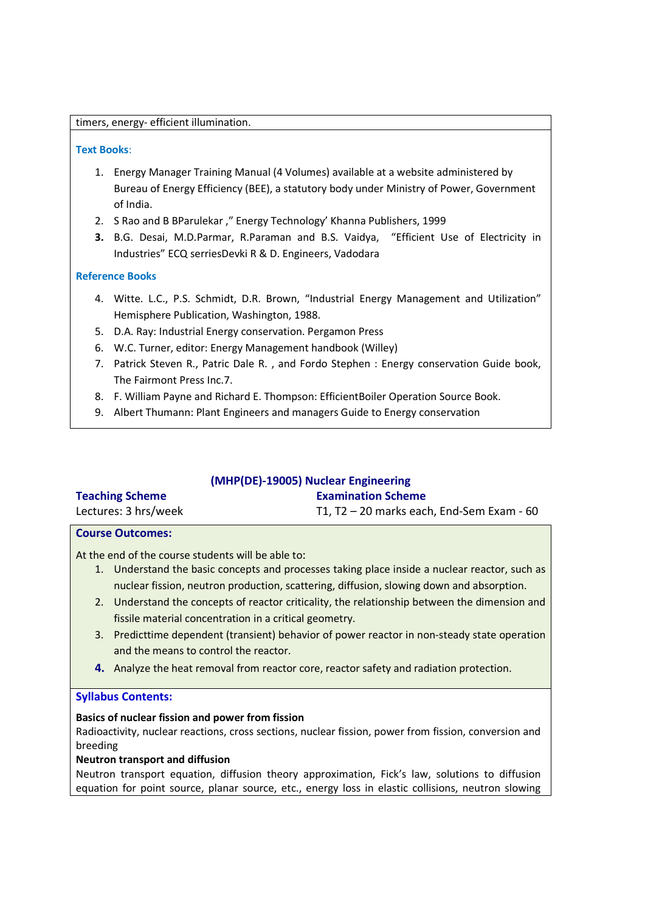timers, energy- efficient illumination.

**Text Books**:

1. Energy Manager Training Manual (4 Volumes) available at a website administered by Bureau of Energy Efficiency (BEE), a statutory body under Ministry of Power, Government of India.
2. S Rao and B BParulekar ," Energy Technology' Khanna Publishers, 1999
3. B.G. Desai, M.D.Parmar, R.Paraman and B.S. Vaidya, "Efficient Use of Electricity in Industries" ECQ serriesDevki R & D. Engineers, Vadodara

**Reference Books**

4. Witte. L.C., P.S. Schmidt, D.R. Brown, "Industrial Energy Management and Utilization" Hemisphere Publication, Washington, 1988.
5. D.A. Ray: Industrial Energy conservation. Pergamon Press
6. W.C. Turner, editor: Energy Management handbook (Willey)
7. Patrick Steven R., Patric Dale R. , and Fordo Stephen : Energy conservation Guide book, The Fairmont Press Inc.7.
8. F. William Payne and Richard E. Thompson: EfficientBoiler Operation Source Book.
9. Albert Thumann: Plant Engineers and managers Guide to Energy conservation

## (MHP(DE)-19005) Nuclear Engineering

**Teaching Scheme**
Lectures: 3 hrs/week

**Examination Scheme**
T1, T2 – 20 marks each, End-Sem Exam - 60

**Course Outcomes:**

At the end of the course students will be able to:

1. Understand the basic concepts and processes taking place inside a nuclear reactor, such as nuclear fission, neutron production, scattering, diffusion, slowing down and absorption.
2. Understand the concepts of reactor criticality, the relationship between the dimension and fissile material concentration in a critical geometry.
3. Predicttime dependent (transient) behavior of power reactor in non-steady state operation and the means to control the reactor.
4. Analyze the heat removal from reactor core, reactor safety and radiation protection.

**Syllabus Contents:**

**Basics of nuclear fission and power from fission**
Radioactivity, nuclear reactions, cross sections, nuclear fission, power from fission, conversion and breeding

**Neutron transport and diffusion**
Neutron transport equation, diffusion theory approximation, Fick's law, solutions to diffusion equation for point source, planar source, etc., energy loss in elastic collisions, neutron slowing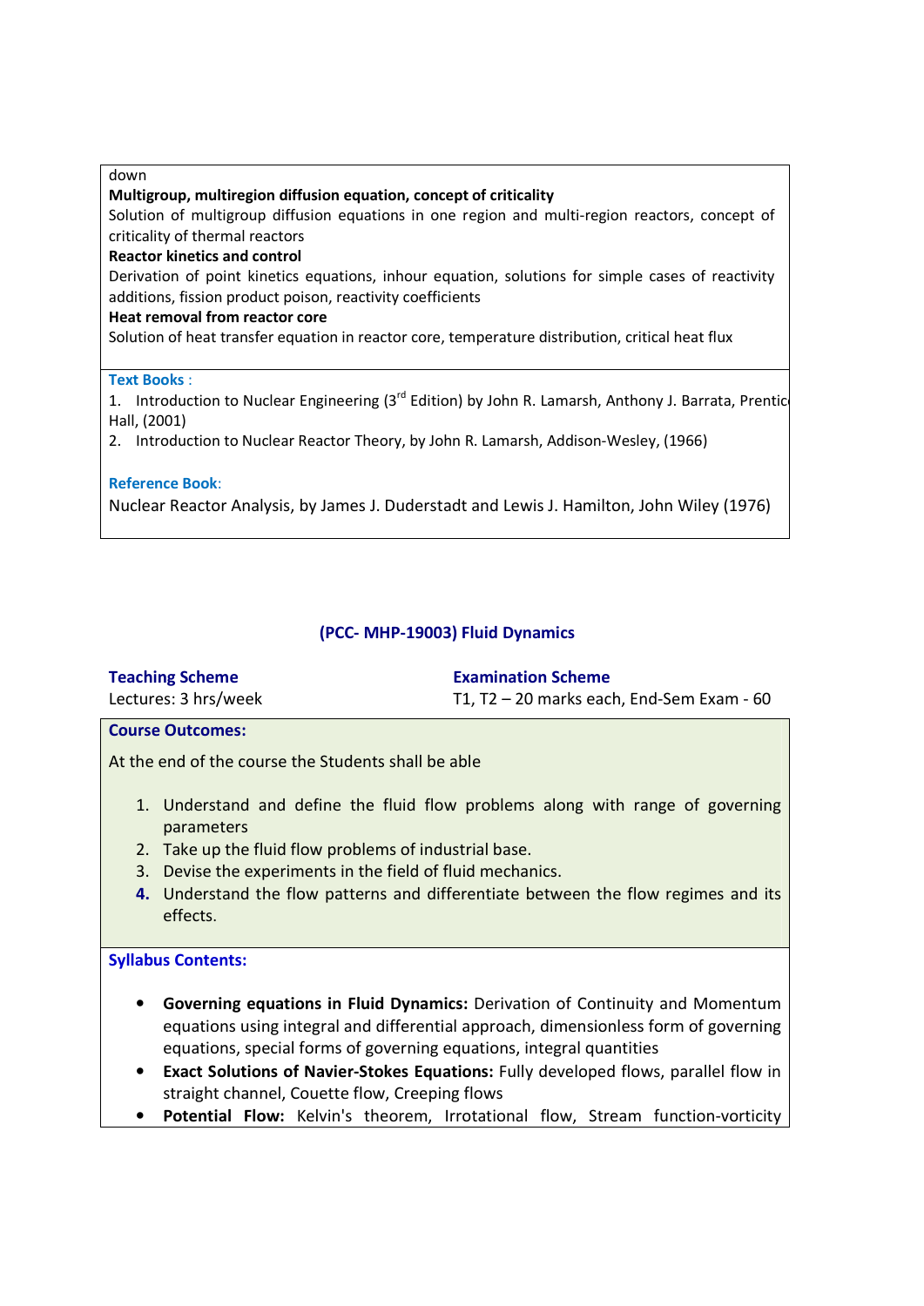down

**Multigroup, multiregion diffusion equation, concept of criticality**

Solution of multigroup diffusion equations in one region and multi-region reactors, concept of criticality of thermal reactors

**Reactor kinetics and control**

Derivation of point kinetics equations, inhour equation, solutions for simple cases of reactivity additions, fission product poison, reactivity coefficients

**Heat removal from reactor core**

Solution of heat transfer equation in reactor core, temperature distribution, critical heat flux

**Text Books :**

1. Introduction to Nuclear Engineering (3rd Edition) by John R. Lamarsh, Anthony J. Barrata, Prentice Hall, (2001)
2. Introduction to Nuclear Reactor Theory, by John R. Lamarsh, Addison-Wesley, (1966)

**Reference Book:**

Nuclear Reactor Analysis, by James J. Duderstadt and Lewis J. Hamilton, John Wiley (1976)

## (PCC- MHP-19003) Fluid Dynamics

| Teaching Scheme | Examination Scheme |
| --- | --- |
| Lectures: 3 hrs/week | T1, T2 – 20 marks each, End-Sem Exam - 60 |

**Course Outcomes:**

At the end of the course the Students shall be able

1. Understand and define the fluid flow problems along with range of governing parameters
2. Take up the fluid flow problems of industrial base.
3. Devise the experiments in the field of fluid mechanics.
4. Understand the flow patterns and differentiate between the flow regimes and its effects.

**Syllabus Contents:**

- **Governing equations in Fluid Dynamics:** Derivation of Continuity and Momentum equations using integral and differential approach, dimensionless form of governing equations, special forms of governing equations, integral quantities
- **Exact Solutions of Navier-Stokes Equations:** Fully developed flows, parallel flow in straight channel, Couette flow, Creeping flows
- **Potential Flow:** Kelvin's theorem, Irrotational flow, Stream function-vorticity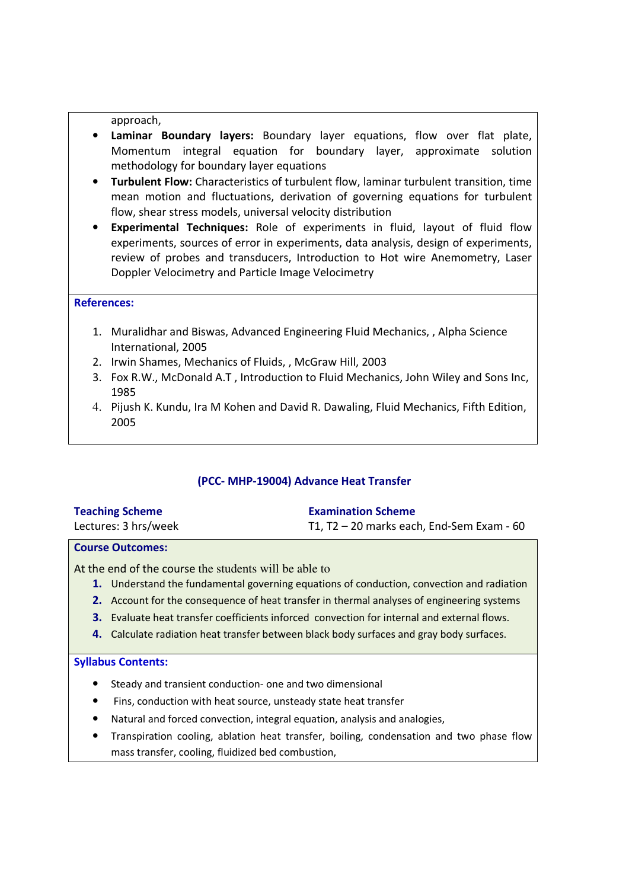approach,

- **Laminar Boundary layers:** Boundary layer equations, flow over flat plate, Momentum integral equation for boundary layer, approximate solution methodology for boundary layer equations
- **Turbulent Flow:** Characteristics of turbulent flow, laminar turbulent transition, time mean motion and fluctuations, derivation of governing equations for turbulent flow, shear stress models, universal velocity distribution
- **Experimental Techniques:** Role of experiments in fluid, layout of fluid flow experiments, sources of error in experiments, data analysis, design of experiments, review of probes and transducers, Introduction to Hot wire Anemometry, Laser Doppler Velocimetry and Particle Image Velocimetry

**References:**

1. Muralidhar and Biswas, Advanced Engineering Fluid Mechanics, , Alpha Science International, 2005
2. Irwin Shames, Mechanics of Fluids, , McGraw Hill, 2003
3. Fox R.W., McDonald A.T , Introduction to Fluid Mechanics, John Wiley and Sons Inc, 1985
4. Pijush K. Kundu, Ira M Kohen and David R. Dawaling, Fluid Mechanics, Fifth Edition, 2005

## (PCC- MHP-19004) Advance Heat Transfer

| **Teaching Scheme** | **Examination Scheme** |
|---|---|
| Lectures: 3 hrs/week | T1, T2 – 20 marks each, End-Sem Exam - 60 |

**Course Outcomes:**

At the end of the course the students will be able to

1. Understand the fundamental governing equations of conduction, convection and radiation
2. Account for the consequence of heat transfer in thermal analyses of engineering systems
3. Evaluate heat transfer coefficients inforced convection for internal and external flows.
4. Calculate radiation heat transfer between black body surfaces and gray body surfaces.

**Syllabus Contents:**

- Steady and transient conduction- one and two dimensional
- Fins, conduction with heat source, unsteady state heat transfer
- Natural and forced convection, integral equation, analysis and analogies,
- Transpiration cooling, ablation heat transfer, boiling, condensation and two phase flow mass transfer, cooling, fluidized bed combustion,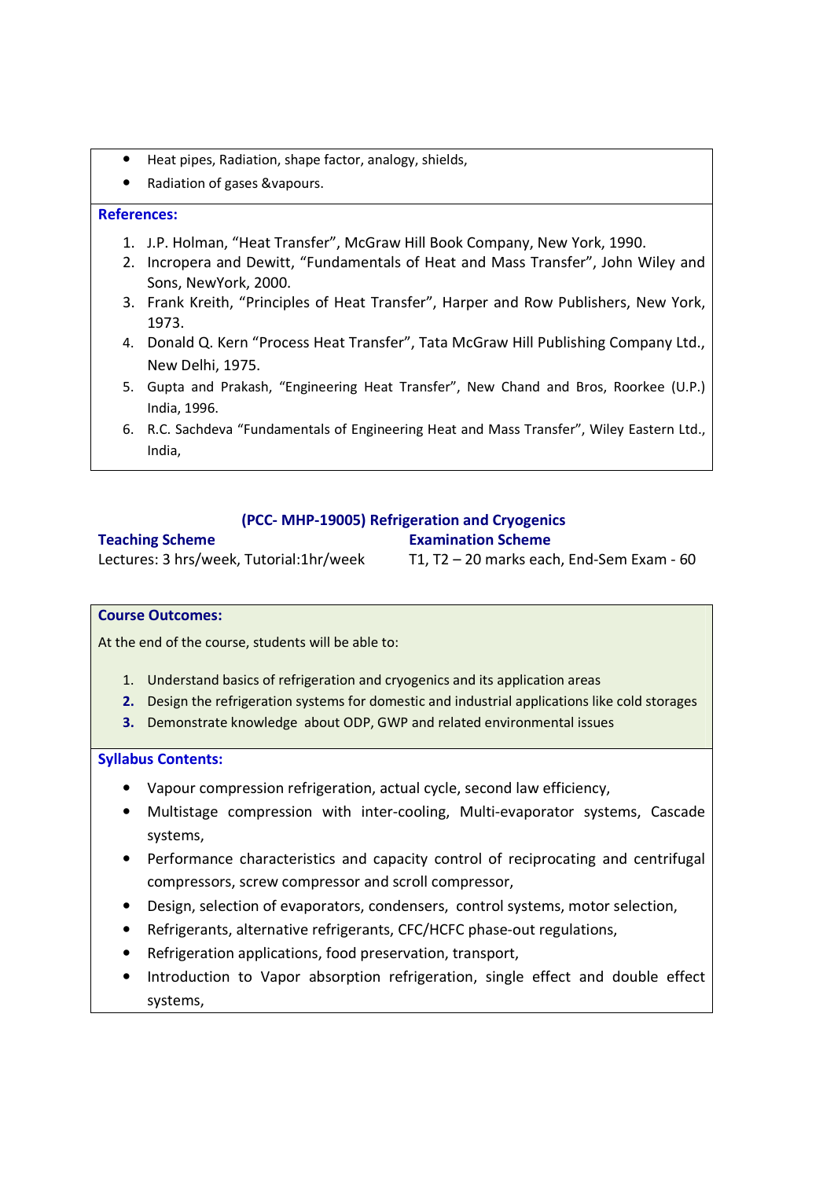- Heat pipes, Radiation, shape factor, analogy, shields,
- Radiation of gases &vapours.

**References:**

1. J.P. Holman, “Heat Transfer”, McGraw Hill Book Company, New York, 1990.
2. Incropera and Dewitt, “Fundamentals of Heat and Mass Transfer”, John Wiley and Sons, NewYork, 2000.
3. Frank Kreith, “Principles of Heat Transfer”, Harper and Row Publishers, New York, 1973.
4. Donald Q. Kern “Process Heat Transfer”, Tata McGraw Hill Publishing Company Ltd., New Delhi, 1975.
5. Gupta and Prakash, “Engineering Heat Transfer”, New Chand and Bros, Roorkee (U.P.) India, 1996.
6. R.C. Sachdeva “Fundamentals of Engineering Heat and Mass Transfer”, Wiley Eastern Ltd., India,

## (PCC- MHP-19005) Refrigeration and Cryogenics

**Teaching Scheme**
Lectures: 3 hrs/week, Tutorial:1hr/week

**Examination Scheme**
T1, T2 – 20 marks each, End-Sem Exam - 60

**Course Outcomes:**

At the end of the course, students will be able to:

1. Understand basics of refrigeration and cryogenics and its application areas
2. Design the refrigeration systems for domestic and industrial applications like cold storages
3. Demonstrate knowledge about ODP, GWP and related environmental issues

**Syllabus Contents:**

- Vapour compression refrigeration, actual cycle, second law efficiency,
- Multistage compression with inter-cooling, Multi-evaporator systems, Cascade systems,
- Performance characteristics and capacity control of reciprocating and centrifugal compressors, screw compressor and scroll compressor,
- Design, selection of evaporators, condensers, control systems, motor selection,
- Refrigerants, alternative refrigerants, CFC/HCFC phase-out regulations,
- Refrigeration applications, food preservation, transport,
- Introduction to Vapor absorption refrigeration, single effect and double effect systems,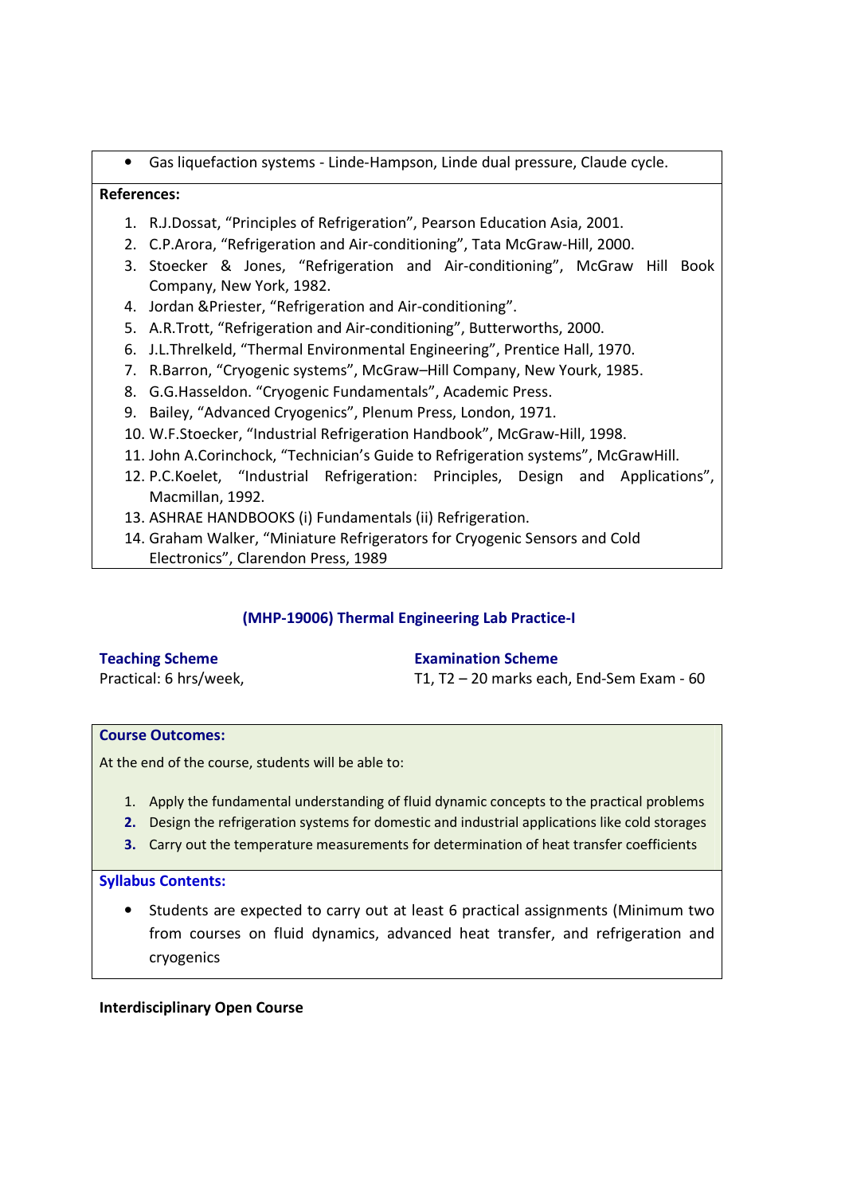- Gas liquefaction systems - Linde-Hampson, Linde dual pressure, Claude cycle.

**References:**

1. R.J.Dossat, "Principles of Refrigeration", Pearson Education Asia, 2001.
2. C.P.Arora, "Refrigeration and Air-conditioning", Tata McGraw-Hill, 2000.
3. Stoecker & Jones, "Refrigeration and Air-conditioning", McGraw Hill Book Company, New York, 1982.
4. Jordan &Priester, "Refrigeration and Air-conditioning".
5. A.R.Trott, "Refrigeration and Air-conditioning", Butterworths, 2000.
6. J.L.Threlkeld, "Thermal Environmental Engineering", Prentice Hall, 1970.
7. R.Barron, "Cryogenic systems", McGraw–Hill Company, New Yourk, 1985.
8. G.G.Hasseldon. "Cryogenic Fundamentals", Academic Press.
9. Bailey, "Advanced Cryogenics", Plenum Press, London, 1971.
10. W.F.Stoecker, "Industrial Refrigeration Handbook", McGraw-Hill, 1998.
11. John A.Corinchock, "Technician's Guide to Refrigeration systems", McGrawHill.
12. P.C.Koelet, "Industrial Refrigeration: Principles, Design and Applications", Macmillan, 1992.
13. ASHRAE HANDBOOKS (i) Fundamentals (ii) Refrigeration.
14. Graham Walker, "Miniature Refrigerators for Cryogenic Sensors and Cold Electronics", Clarendon Press, 1989

## (MHP-19006) Thermal Engineering Lab Practice-I

**Teaching Scheme**
Practical: 6 hrs/week,

**Examination Scheme**
T1, T2 – 20 marks each, End-Sem Exam - 60

**Course Outcomes:**

At the end of the course, students will be able to:

1. Apply the fundamental understanding of fluid dynamic concepts to the practical problems
2. Design the refrigeration systems for domestic and industrial applications like cold storages
3. Carry out the temperature measurements for determination of heat transfer coefficients

**Syllabus Contents:**

- Students are expected to carry out at least 6 practical assignments (Minimum two from courses on fluid dynamics, advanced heat transfer, and refrigeration and cryogenics

**Interdisciplinary Open Course**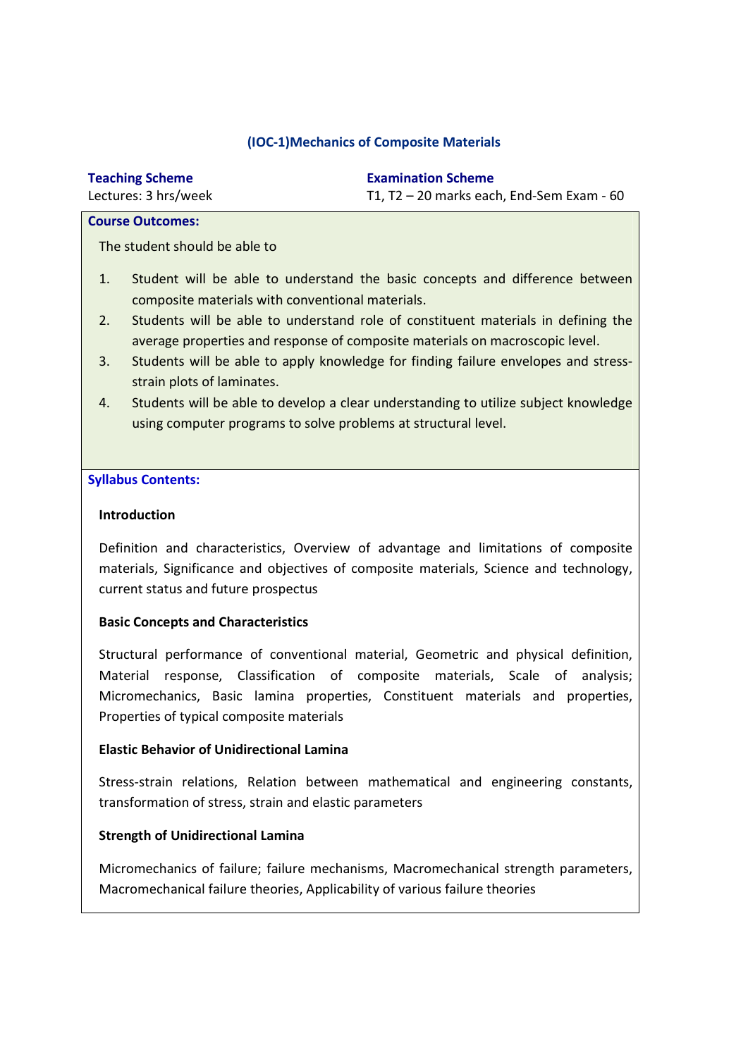## (IOC-1)Mechanics of Composite Materials

**Teaching Scheme**
Lectures: 3 hrs/week

**Examination Scheme**
T1, T2 – 20 marks each, End-Sem Exam - 60

**Course Outcomes:**

The student should be able to

1. Student will be able to understand the basic concepts and difference between composite materials with conventional materials.
2. Students will be able to understand role of constituent materials in defining the average properties and response of composite materials on macroscopic level.
3. Students will be able to apply knowledge for finding failure envelopes and stress-strain plots of laminates.
4. Students will be able to develop a clear understanding to utilize subject knowledge using computer programs to solve problems at structural level.

**Syllabus Contents:**

**Introduction**

Definition and characteristics, Overview of advantage and limitations of composite materials, Significance and objectives of composite materials, Science and technology, current status and future prospectus

**Basic Concepts and Characteristics**

Structural performance of conventional material, Geometric and physical definition, Material response, Classification of composite materials, Scale of analysis; Micromechanics, Basic lamina properties, Constituent materials and properties, Properties of typical composite materials

**Elastic Behavior of Unidirectional Lamina**

Stress-strain relations, Relation between mathematical and engineering constants, transformation of stress, strain and elastic parameters

**Strength of Unidirectional Lamina**

Micromechanics of failure; failure mechanisms, Macromechanical strength parameters, Macromechanical failure theories, Applicability of various failure theories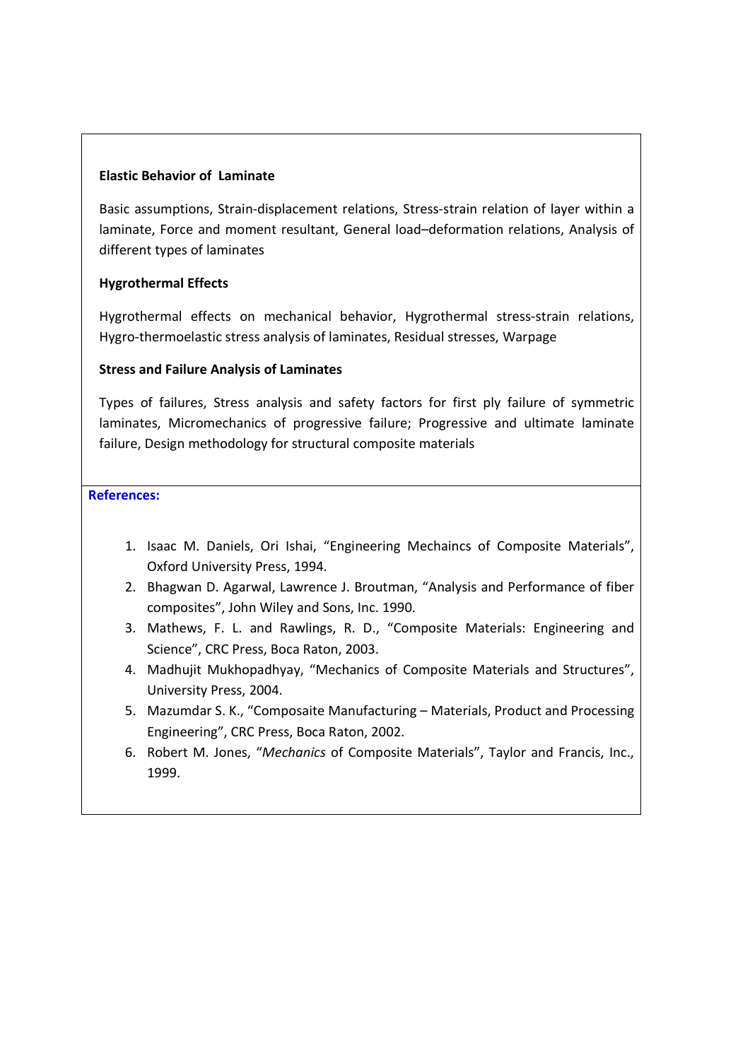**Elastic Behavior of Laminate**

Basic assumptions, Strain-displacement relations, Stress-strain relation of layer within a laminate, Force and moment resultant, General load–deformation relations, Analysis of different types of laminates

**Hygrothermal Effects**

Hygrothermal effects on mechanical behavior, Hygrothermal stress-strain relations, Hygro-thermoelastic stress analysis of laminates, Residual stresses, Warpage

**Stress and Failure Analysis of Laminates**

Types of failures, Stress analysis and safety factors for first ply failure of symmetric laminates, Micromechanics of progressive failure; Progressive and ultimate laminate failure, Design methodology for structural composite materials

**References:**

1. Isaac M. Daniels, Ori Ishai, "Engineering Mechaincs of Composite Materials", Oxford University Press, 1994.
2. Bhagwan D. Agarwal, Lawrence J. Broutman, "Analysis and Performance of fiber composites", John Wiley and Sons, Inc. 1990.
3. Mathews, F. L. and Rawlings, R. D., "Composite Materials: Engineering and Science", CRC Press, Boca Raton, 2003.
4. Madhujit Mukhopadhyay, "Mechanics of Composite Materials and Structures", University Press, 2004.
5. Mazumdar S. K., "Composaite Manufacturing – Materials, Product and Processing Engineering", CRC Press, Boca Raton, 2002.
6. Robert M. Jones, "*Mechanics* of Composite Materials", Taylor and Francis, Inc., 1999.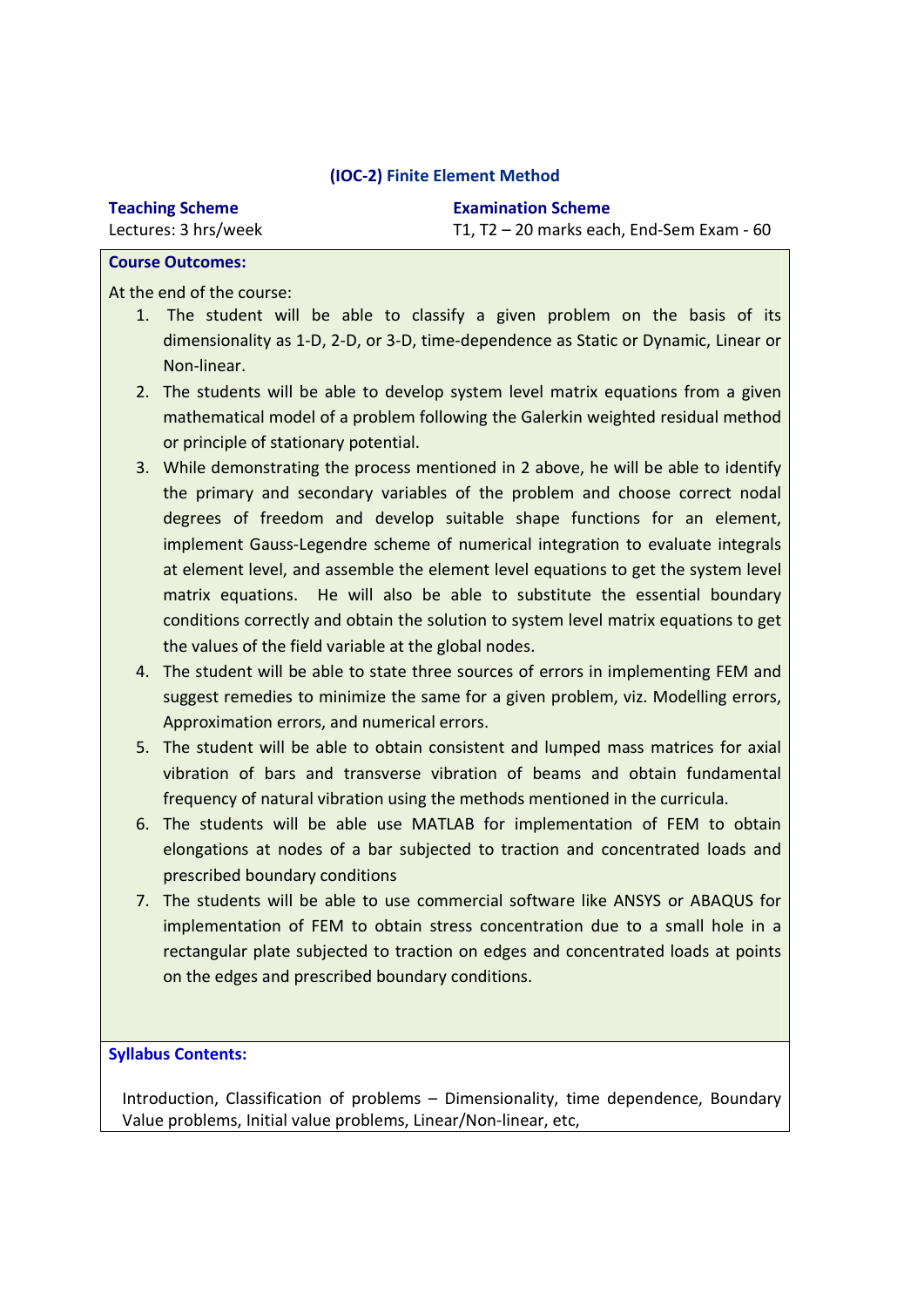## (IOC-2) Finite Element Method

**Teaching Scheme**
Lectures: 3 hrs/week

**Examination Scheme**
T1, T2 – 20 marks each, End-Sem Exam - 60

**Course Outcomes:**

At the end of the course:

1. The student will be able to classify a given problem on the basis of its dimensionality as 1-D, 2-D, or 3-D, time-dependence as Static or Dynamic, Linear or Non-linear.
2. The students will be able to develop system level matrix equations from a given mathematical model of a problem following the Galerkin weighted residual method or principle of stationary potential.
3. While demonstrating the process mentioned in 2 above, he will be able to identify the primary and secondary variables of the problem and choose correct nodal degrees of freedom and develop suitable shape functions for an element, implement Gauss-Legendre scheme of numerical integration to evaluate integrals at element level, and assemble the element level equations to get the system level matrix equations. He will also be able to substitute the essential boundary conditions correctly and obtain the solution to system level matrix equations to get the values of the field variable at the global nodes.
4. The student will be able to state three sources of errors in implementing FEM and suggest remedies to minimize the same for a given problem, viz. Modelling errors, Approximation errors, and numerical errors.
5. The student will be able to obtain consistent and lumped mass matrices for axial vibration of bars and transverse vibration of beams and obtain fundamental frequency of natural vibration using the methods mentioned in the curricula.
6. The students will be able use MATLAB for implementation of FEM to obtain elongations at nodes of a bar subjected to traction and concentrated loads and prescribed boundary conditions
7. The students will be able to use commercial software like ANSYS or ABAQUS for implementation of FEM to obtain stress concentration due to a small hole in a rectangular plate subjected to traction on edges and concentrated loads at points on the edges and prescribed boundary conditions.

**Syllabus Contents:**

Introduction, Classification of problems – Dimensionality, time dependence, Boundary Value problems, Initial value problems, Linear/Non-linear, etc,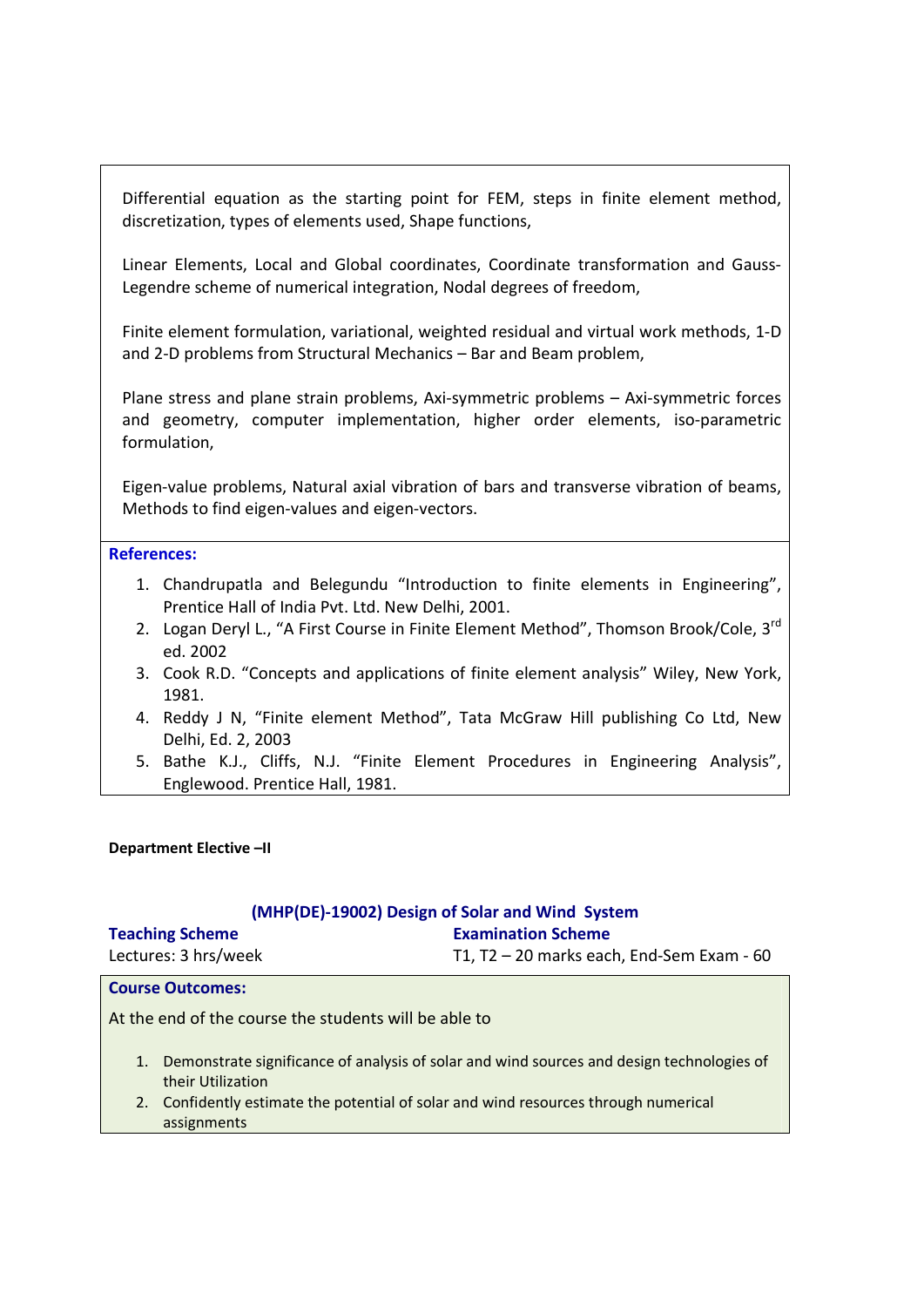Differential equation as the starting point for FEM, steps in finite element method, discretization, types of elements used, Shape functions,

Linear Elements, Local and Global coordinates, Coordinate transformation and Gauss-Legendre scheme of numerical integration, Nodal degrees of freedom,

Finite element formulation, variational, weighted residual and virtual work methods, 1-D and 2-D problems from Structural Mechanics – Bar and Beam problem,

Plane stress and plane strain problems, Axi-symmetric problems – Axi-symmetric forces and geometry, computer implementation, higher order elements, iso-parametric formulation,

Eigen-value problems, Natural axial vibration of bars and transverse vibration of beams, Methods to find eigen-values and eigen-vectors.

**References:**

1. Chandrupatla and Belegundu "Introduction to finite elements in Engineering", Prentice Hall of India Pvt. Ltd. New Delhi, 2001.
2. Logan Deryl L., "A First Course in Finite Element Method", Thomson Brook/Cole, 3rd ed. 2002
3. Cook R.D. "Concepts and applications of finite element analysis" Wiley, New York, 1981.
4. Reddy J N, "Finite element Method", Tata McGraw Hill publishing Co Ltd, New Delhi, Ed. 2, 2003
5. Bathe K.J., Cliffs, N.J. "Finite Element Procedures in Engineering Analysis", Englewood. Prentice Hall, 1981.

**Department Elective –II**

## (MHP(DE)-19002) Design of Solar and Wind System

| **Teaching Scheme** | **Examination Scheme** |
| --- | --- |
| Lectures: 3 hrs/week | T1, T2 – 20 marks each, End-Sem Exam - 60 |

**Course Outcomes:**

At the end of the course the students will be able to

1. Demonstrate significance of analysis of solar and wind sources and design technologies of their Utilization
2. Confidently estimate the potential of solar and wind resources through numerical assignments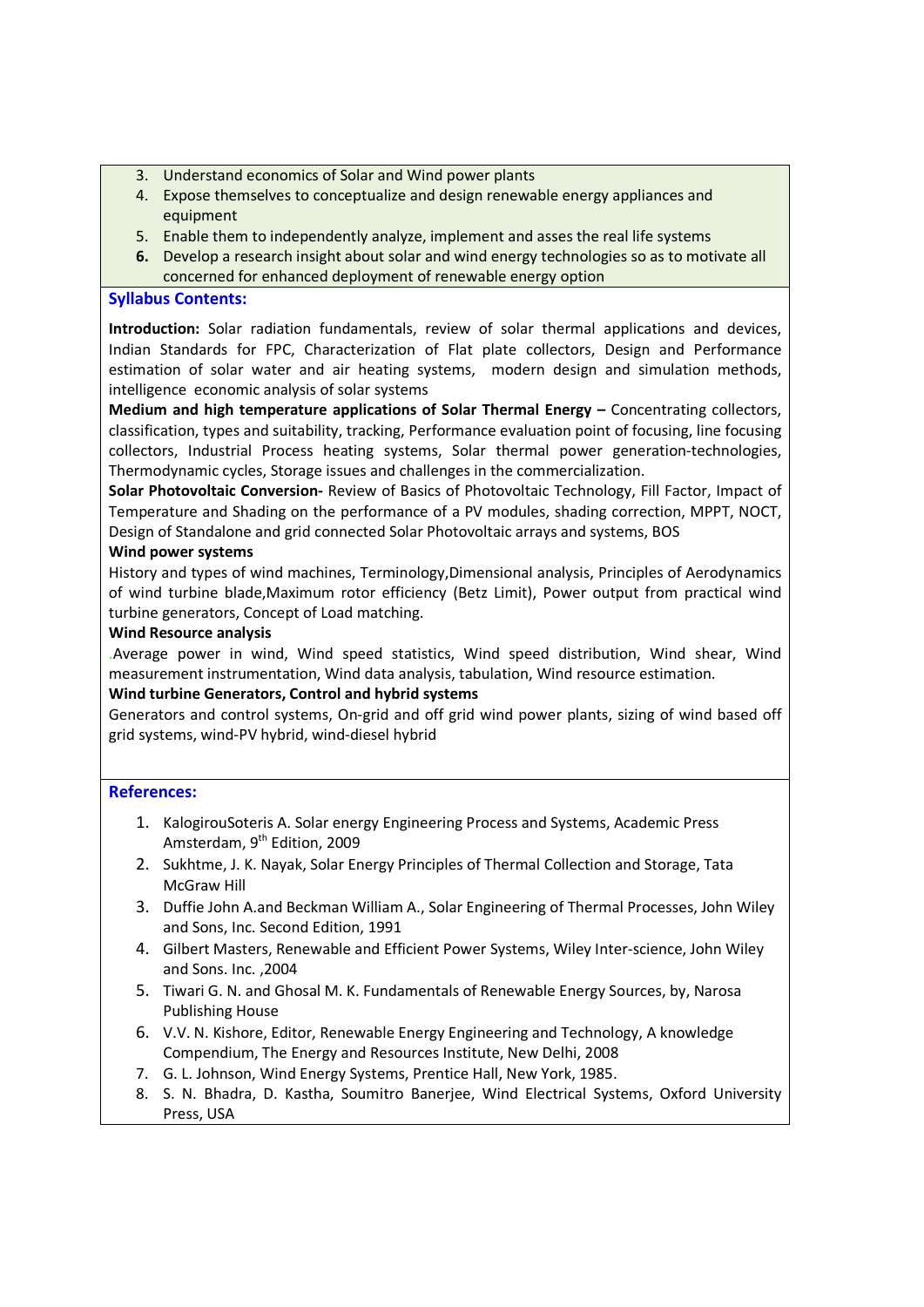3. Understand economics of Solar and Wind power plants
4. Expose themselves to conceptualize and design renewable energy appliances and equipment
5. Enable them to independently analyze, implement and asses the real life systems
6. Develop a research insight about solar and wind energy technologies so as to motivate all concerned for enhanced deployment of renewable energy option

## Syllabus Contents:

**Introduction:** Solar radiation fundamentals, review of solar thermal applications and devices, Indian Standards for FPC, Characterization of Flat plate collectors, Design and Performance estimation of solar water and air heating systems, modern design and simulation methods, intelligence economic analysis of solar systems

**Medium and high temperature applications of Solar Thermal Energy –** Concentrating collectors, classification, types and suitability, tracking, Performance evaluation point of focusing, line focusing collectors, Industrial Process heating systems, Solar thermal power generation-technologies, Thermodynamic cycles, Storage issues and challenges in the commercialization.

**Solar Photovoltaic Conversion-** Review of Basics of Photovoltaic Technology, Fill Factor, Impact of Temperature and Shading on the performance of a PV modules, shading correction, MPPT, NOCT, Design of Standalone and grid connected Solar Photovoltaic arrays and systems, BOS

**Wind power systems**

History and types of wind machines, Terminology,Dimensional analysis, Principles of Aerodynamics of wind turbine blade,Maximum rotor efficiency (Betz Limit), Power output from practical wind turbine generators, Concept of Load matching.

**Wind Resource analysis**

.Average power in wind, Wind speed statistics, Wind speed distribution, Wind shear, Wind measurement instrumentation, Wind data analysis, tabulation, Wind resource estimation.

**Wind turbine Generators, Control and hybrid systems**

Generators and control systems, On-grid and off grid wind power plants, sizing of wind based off grid systems, wind-PV hybrid, wind-diesel hybrid

## References:

1. KalogirouSoteris A. Solar energy Engineering Process and Systems, Academic Press Amsterdam, 9th Edition, 2009
2. Sukhtme, J. K. Nayak, Solar Energy Principles of Thermal Collection and Storage, Tata McGraw Hill
3. Duffie John A.and Beckman William A., Solar Engineering of Thermal Processes, John Wiley and Sons, Inc. Second Edition, 1991
4. Gilbert Masters, Renewable and Efficient Power Systems, Wiley Inter-science, John Wiley and Sons. Inc. ,2004
5. Tiwari G. N. and Ghosal M. K. Fundamentals of Renewable Energy Sources, by, Narosa Publishing House
6. V.V. N. Kishore, Editor, Renewable Energy Engineering and Technology, A knowledge Compendium, The Energy and Resources Institute, New Delhi, 2008
7. G. L. Johnson, Wind Energy Systems, Prentice Hall, New York, 1985.
8. S. N. Bhadra, D. Kastha, Soumitro Banerjee, Wind Electrical Systems, Oxford University Press, USA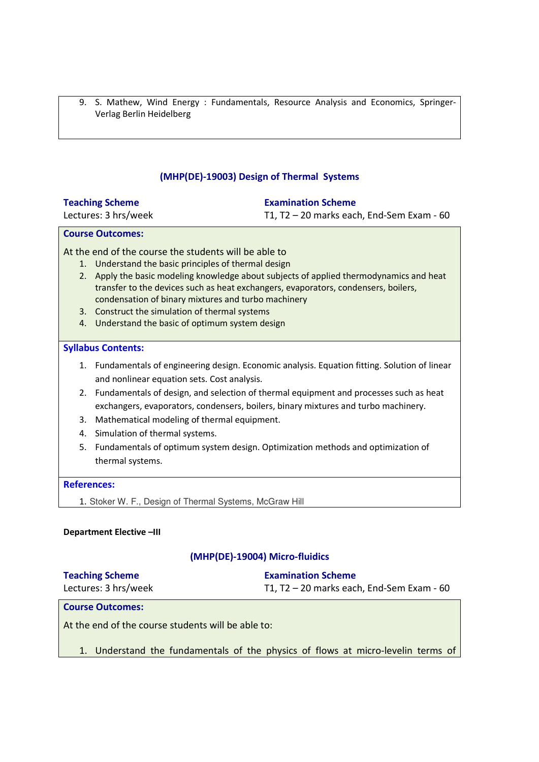9. S. Mathew, Wind Energy : Fundamentals, Resource Analysis and Economics, Springer-Verlag Berlin Heidelberg

## (MHP(DE)-19003) Design of Thermal Systems

**Teaching Scheme**
Lectures: 3 hrs/week

**Examination Scheme**
T1, T2 – 20 marks each, End-Sem Exam - 60

**Course Outcomes:**

At the end of the course the students will be able to

1. Understand the basic principles of thermal design
2. Apply the basic modeling knowledge about subjects of applied thermodynamics and heat transfer to the devices such as heat exchangers, evaporators, condensers, boilers, condensation of binary mixtures and turbo machinery
3. Construct the simulation of thermal systems
4. Understand the basic of optimum system design

**Syllabus Contents:**

1. Fundamentals of engineering design. Economic analysis. Equation fitting. Solution of linear and nonlinear equation sets. Cost analysis.
2. Fundamentals of design, and selection of thermal equipment and processes such as heat exchangers, evaporators, condensers, boilers, binary mixtures and turbo machinery.
3. Mathematical modeling of thermal equipment.
4. Simulation of thermal systems.
5. Fundamentals of optimum system design. Optimization methods and optimization of thermal systems.

**References:**

1. Stoker W. F., Design of Thermal Systems, McGraw Hill

**Department Elective –III**

## (MHP(DE)-19004) Micro-fluidics

**Teaching Scheme**
Lectures: 3 hrs/week

**Examination Scheme**
T1, T2 – 20 marks each, End-Sem Exam - 60

**Course Outcomes:**

At the end of the course students will be able to:

1. Understand the fundamentals of the physics of flows at micro-levelin terms of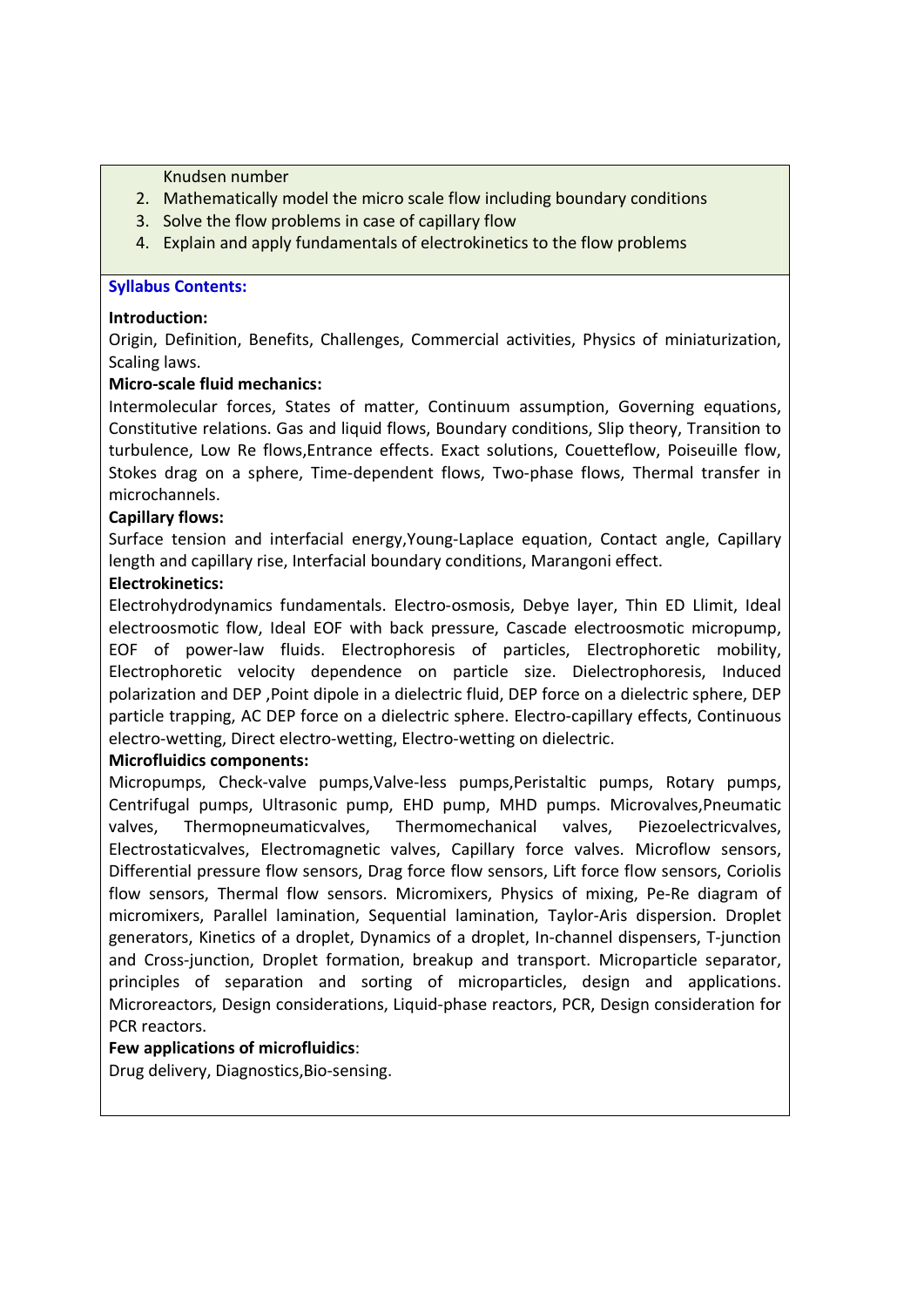Knudsen number

2. Mathematically model the micro scale flow including boundary conditions
3. Solve the flow problems in case of capillary flow
4. Explain and apply fundamentals of electrokinetics to the flow problems

**Syllabus Contents:**

**Introduction:**

Origin, Definition, Benefits, Challenges, Commercial activities, Physics of miniaturization, Scaling laws.

**Micro-scale fluid mechanics:**

Intermolecular forces, States of matter, Continuum assumption, Governing equations, Constitutive relations. Gas and liquid flows, Boundary conditions, Slip theory, Transition to turbulence, Low Re flows,Entrance effects. Exact solutions, Couetteflow, Poiseuille flow, Stokes drag on a sphere, Time-dependent flows, Two-phase flows, Thermal transfer in microchannels.

**Capillary flows:**

Surface tension and interfacial energy,Young-Laplace equation, Contact angle, Capillary length and capillary rise, Interfacial boundary conditions, Marangoni effect.

**Electrokinetics:**

Electrohydrodynamics fundamentals. Electro-osmosis, Debye layer, Thin ED Llimit, Ideal electroosmotic flow, Ideal EOF with back pressure, Cascade electroosmotic micropump, EOF of power-law fluids. Electrophoresis of particles, Electrophoretic mobility, Electrophoretic velocity dependence on particle size. Dielectrophoresis, Induced polarization and DEP ,Point dipole in a dielectric fluid, DEP force on a dielectric sphere, DEP particle trapping, AC DEP force on a dielectric sphere. Electro-capillary effects, Continuous electro-wetting, Direct electro-wetting, Electro-wetting on dielectric.

**Microfluidics components:**

Micropumps, Check-valve pumps,Valve-less pumps,Peristaltic pumps, Rotary pumps, Centrifugal pumps, Ultrasonic pump, EHD pump, MHD pumps. Microvalves,Pneumatic valves, Thermopneumaticvalves, Thermomechanical valves, Piezoelectricvalves, Electrostaticvalves, Electromagnetic valves, Capillary force valves. Microflow sensors, Differential pressure flow sensors, Drag force flow sensors, Lift force flow sensors, Coriolis flow sensors, Thermal flow sensors. Micromixers, Physics of mixing, Pe-Re diagram of micromixers, Parallel lamination, Sequential lamination, Taylor-Aris dispersion. Droplet generators, Kinetics of a droplet, Dynamics of a droplet, In-channel dispensers, T-junction and Cross-junction, Droplet formation, breakup and transport. Microparticle separator, principles of separation and sorting of microparticles, design and applications. Microreactors, Design considerations, Liquid-phase reactors, PCR, Design consideration for PCR reactors.

**Few applications of microfluidics**:

Drug delivery, Diagnostics,Bio-sensing.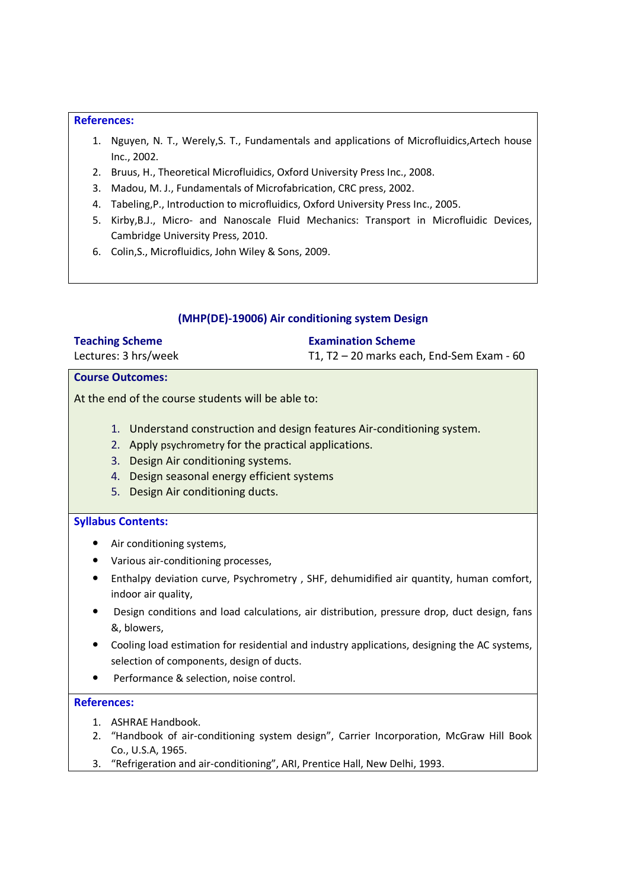**References:**

1. Nguyen, N. T., Werely,S. T., Fundamentals and applications of Microfluidics,Artech house Inc., 2002.
2. Bruus, H., Theoretical Microfluidics, Oxford University Press Inc., 2008.
3. Madou, M. J., Fundamentals of Microfabrication, CRC press, 2002.
4. Tabeling,P., Introduction to microfluidics, Oxford University Press Inc., 2005.
5. Kirby,B.J., Micro- and Nanoscale Fluid Mechanics: Transport in Microfluidic Devices, Cambridge University Press, 2010.
6. Colin,S., Microfluidics, John Wiley & Sons, 2009.

## (MHP(DE)-19006) Air conditioning system Design

| **Teaching Scheme** | **Examination Scheme** |
|---|---|
| Lectures: 3 hrs/week | T1, T2 – 20 marks each, End-Sem Exam - 60 |

**Course Outcomes:**

At the end of the course students will be able to:

1. Understand construction and design features Air-conditioning system.
2. Apply psychrometry for the practical applications.
3. Design Air conditioning systems.
4. Design seasonal energy efficient systems
5. Design Air conditioning ducts.

**Syllabus Contents:**

- Air conditioning systems,
- Various air-conditioning processes,
- Enthalpy deviation curve, Psychrometry , SHF, dehumidified air quantity, human comfort, indoor air quality,
- Design conditions and load calculations, air distribution, pressure drop, duct design, fans &, blowers,
- Cooling load estimation for residential and industry applications, designing the AC systems, selection of components, design of ducts.
- Performance & selection, noise control.

**References:**

1. ASHRAE Handbook.
2. "Handbook of air-conditioning system design", Carrier Incorporation, McGraw Hill Book Co., U.S.A, 1965.
3. "Refrigeration and air-conditioning", ARI, Prentice Hall, New Delhi, 1993.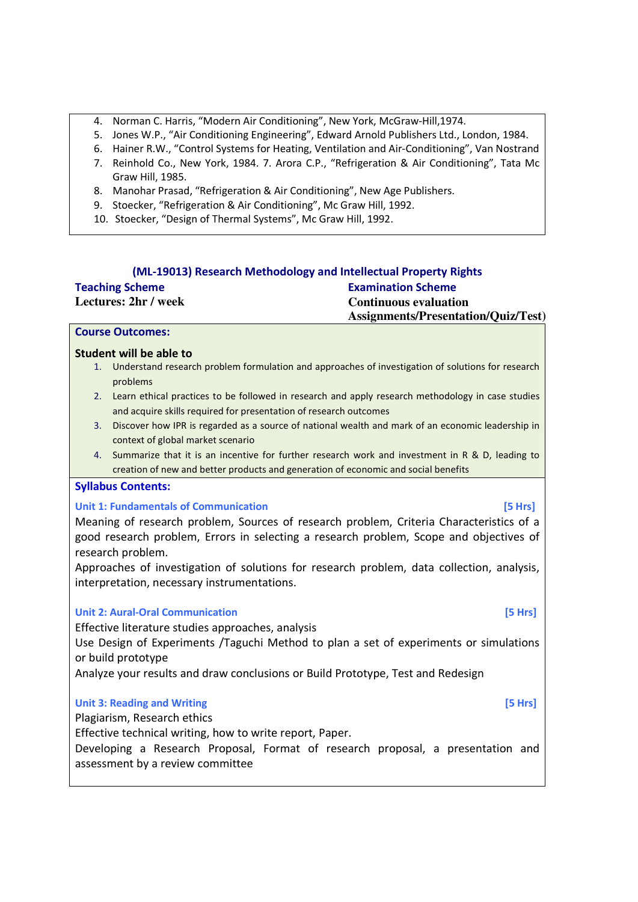4. Norman C. Harris, "Modern Air Conditioning", New York, McGraw-Hill,1974.
5. Jones W.P., "Air Conditioning Engineering", Edward Arnold Publishers Ltd., London, 1984.
6. Hainer R.W., "Control Systems for Heating, Ventilation and Air-Conditioning", Van Nostrand
7. Reinhold Co., New York, 1984. 7. Arora C.P., "Refrigeration & Air Conditioning", Tata Mc Graw Hill, 1985.
8. Manohar Prasad, "Refrigeration & Air Conditioning", New Age Publishers.
9. Stoecker, "Refrigeration & Air Conditioning", Mc Graw Hill, 1992.
10. Stoecker, "Design of Thermal Systems", Mc Graw Hill, 1992.

## (ML-19013) Research Methodology and Intellectual Property Rights

| Teaching Scheme | Examination Scheme |
|---|---|
| **Lectures: 2hr / week** | **Continuous evaluation Assignments/Presentation/Quiz/Test)** |

### Course Outcomes:

**Student will be able to**

1. Understand research problem formulation and approaches of investigation of solutions for research problems
2. Learn ethical practices to be followed in research and apply research methodology in case studies and acquire skills required for presentation of research outcomes
3. Discover how IPR is regarded as a source of national wealth and mark of an economic leadership in context of global market scenario
4. Summarize that it is an incentive for further research work and investment in R & D, leading to creation of new and better products and generation of economic and social benefits

### Syllabus Contents:

**Unit 1: Fundamentals of Communication** **[5 Hrs]**

Meaning of research problem, Sources of research problem, Criteria Characteristics of a good research problem, Errors in selecting a research problem, Scope and objectives of research problem.

Approaches of investigation of solutions for research problem, data collection, analysis, interpretation, necessary instrumentations.

**Unit 2: Aural-Oral Communication** **[5 Hrs]**

Effective literature studies approaches, analysis

Use Design of Experiments /Taguchi Method to plan a set of experiments or simulations or build prototype

Analyze your results and draw conclusions or Build Prototype, Test and Redesign

**Unit 3: Reading and Writing** **[5 Hrs]**

Plagiarism, Research ethics

Effective technical writing, how to write report, Paper.

Developing a Research Proposal, Format of research proposal, a presentation and assessment by a review committee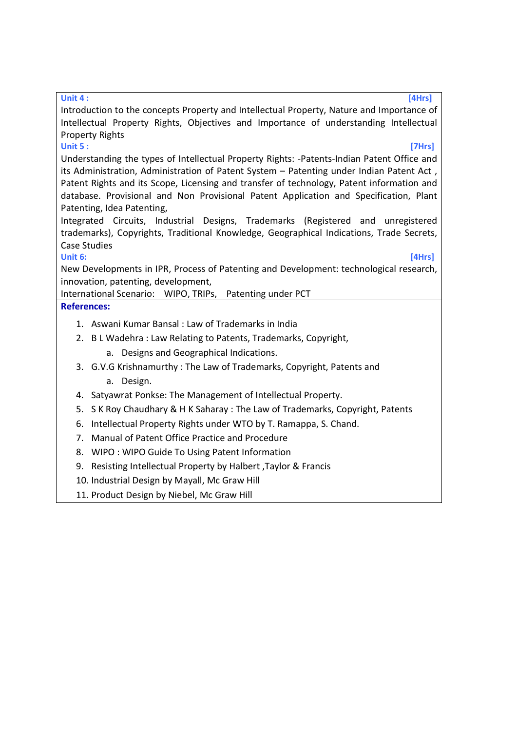**Unit 4 :** **[4Hrs]**

Introduction to the concepts Property and Intellectual Property, Nature and Importance of Intellectual Property Rights, Objectives and Importance of understanding Intellectual Property Rights

**Unit 5 :** **[7Hrs]**

Understanding the types of Intellectual Property Rights: -Patents-Indian Patent Office and its Administration, Administration of Patent System – Patenting under Indian Patent Act , Patent Rights and its Scope, Licensing and transfer of technology, Patent information and database. Provisional and Non Provisional Patent Application and Specification, Plant Patenting, Idea Patenting,

Integrated Circuits, Industrial Designs, Trademarks (Registered and unregistered trademarks), Copyrights, Traditional Knowledge, Geographical Indications, Trade Secrets, Case Studies

**Unit 6:** **[4Hrs]**

New Developments in IPR, Process of Patenting and Development: technological research, innovation, patenting, development,

International Scenario: WIPO, TRIPs, Patenting under PCT

**References:**

1. Aswani Kumar Bansal : Law of Trademarks in India
2. B L Wadehra : Law Relating to Patents, Trademarks, Copyright,
    a. Designs and Geographical Indications.
3. G.V.G Krishnamurthy : The Law of Trademarks, Copyright, Patents and
    a. Design.
4. Satyawrat Ponkse: The Management of Intellectual Property.
5. S K Roy Chaudhary & H K Saharay : The Law of Trademarks, Copyright, Patents
6. Intellectual Property Rights under WTO by T. Ramappa, S. Chand.
7. Manual of Patent Office Practice and Procedure
8. WIPO : WIPO Guide To Using Patent Information
9. Resisting Intellectual Property by Halbert ,Taylor & Francis
10. Industrial Design by Mayall, Mc Graw Hill
11. Product Design by Niebel, Mc Graw Hill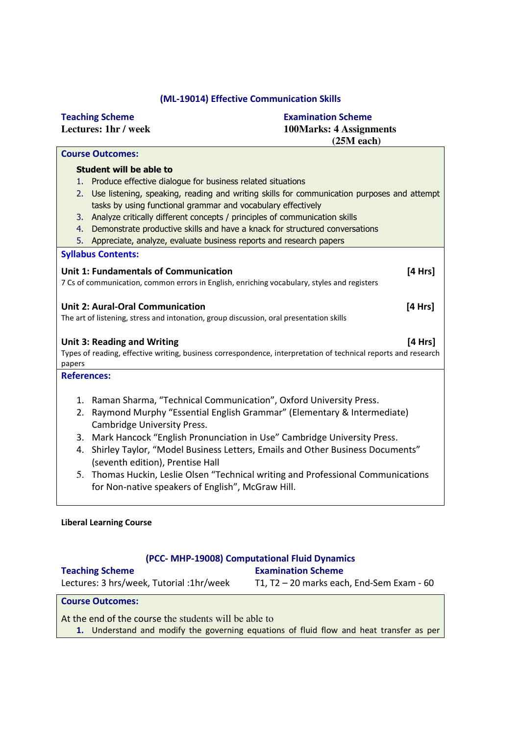## (ML-19014) Effective Communication Skills

| **Teaching Scheme** | **Examination Scheme** |
|---|---|
| Lectures: 1hr / week | 100Marks: 4 Assignments (25M each) |

**Course Outcomes:**

**Student will be able to**

1. Produce effective dialogue for business related situations
2. Use listening, speaking, reading and writing skills for communication purposes and attempt tasks by using functional grammar and vocabulary effectively
3. Analyze critically different concepts / principles of communication skills
4. Demonstrate productive skills and have a knack for structured conversations
5. Appreciate, analyze, evaluate business reports and research papers

**Syllabus Contents:**

**Unit 1: Fundamentals of Communication** **[4 Hrs]**

7 Cs of communication, common errors in English, enriching vocabulary, styles and registers

**Unit 2: Aural-Oral Communication** **[4 Hrs]**

The art of listening, stress and intonation, group discussion, oral presentation skills

**Unit 3: Reading and Writing** **[4 Hrs]**

Types of reading, effective writing, business correspondence, interpretation of technical reports and research papers

**References:**

1. Raman Sharma, "Technical Communication", Oxford University Press.
2. Raymond Murphy "Essential English Grammar" (Elementary & Intermediate) Cambridge University Press.
3. Mark Hancock "English Pronunciation in Use" Cambridge University Press.
4. Shirley Taylor, "Model Business Letters, Emails and Other Business Documents" (seventh edition), Prentise Hall
5. Thomas Huckin, Leslie Olsen "Technical writing and Professional Communications for Non-native speakers of English", McGraw Hill.

**Liberal Learning Course**

## (PCC- MHP-19008) Computational Fluid Dynamics

| **Teaching Scheme** | **Examination Scheme** |
|---|---|
| Lectures: 3 hrs/week, Tutorial :1hr/week | T1, T2 – 20 marks each, End-Sem Exam - 60 |

**Course Outcomes:**

At the end of the course the students will be able to

1. Understand and modify the governing equations of fluid flow and heat transfer as per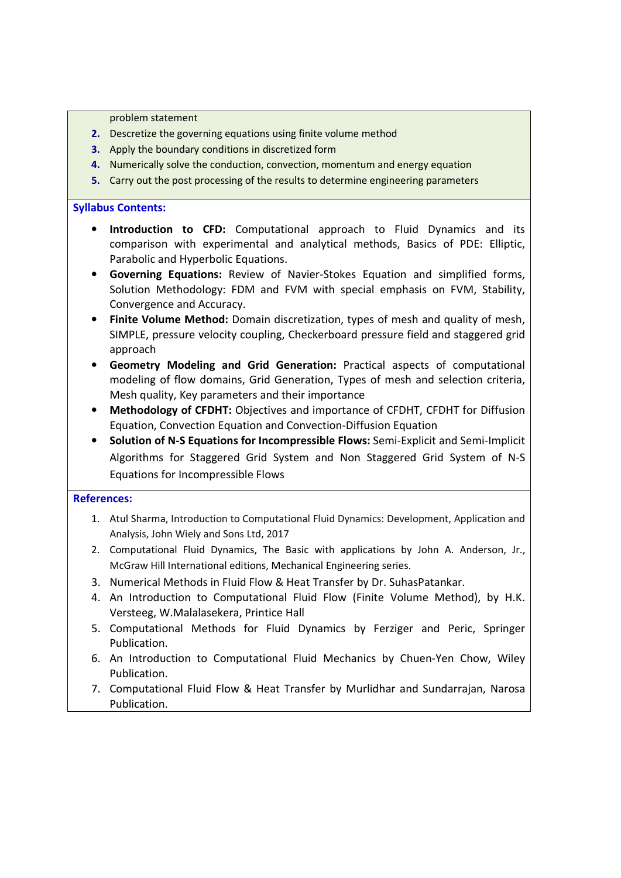problem statement

2. Descretize the governing equations using finite volume method
3. Apply the boundary conditions in discretized form
4. Numerically solve the conduction, convection, momentum and energy equation
5. Carry out the post processing of the results to determine engineering parameters

**Syllabus Contents:**

- **Introduction to CFD:** Computational approach to Fluid Dynamics and its comparison with experimental and analytical methods, Basics of PDE: Elliptic, Parabolic and Hyperbolic Equations.
- **Governing Equations:** Review of Navier-Stokes Equation and simplified forms, Solution Methodology: FDM and FVM with special emphasis on FVM, Stability, Convergence and Accuracy.
- **Finite Volume Method:** Domain discretization, types of mesh and quality of mesh, SIMPLE, pressure velocity coupling, Checkerboard pressure field and staggered grid approach
- **Geometry Modeling and Grid Generation:** Practical aspects of computational modeling of flow domains, Grid Generation, Types of mesh and selection criteria, Mesh quality, Key parameters and their importance
- **Methodology of CFDHT:** Objectives and importance of CFDHT, CFDHT for Diffusion Equation, Convection Equation and Convection-Diffusion Equation
- **Solution of N-S Equations for Incompressible Flows:** Semi-Explicit and Semi-Implicit Algorithms for Staggered Grid System and Non Staggered Grid System of N-S Equations for Incompressible Flows

**References:**

1. Atul Sharma, Introduction to Computational Fluid Dynamics: Development, Application and Analysis, John Wiely and Sons Ltd, 2017
2. Computational Fluid Dynamics, The Basic with applications by John A. Anderson, Jr., McGraw Hill International editions, Mechanical Engineering series.
3. Numerical Methods in Fluid Flow & Heat Transfer by Dr. SuhasPatankar.
4. An Introduction to Computational Fluid Flow (Finite Volume Method), by H.K. Versteeg, W.Malalasekera, Printice Hall
5. Computational Methods for Fluid Dynamics by Ferziger and Peric, Springer Publication.
6. An Introduction to Computational Fluid Mechanics by Chuen-Yen Chow, Wiley Publication.
7. Computational Fluid Flow & Heat Transfer by Murlidhar and Sundarrajan, Narosa Publication.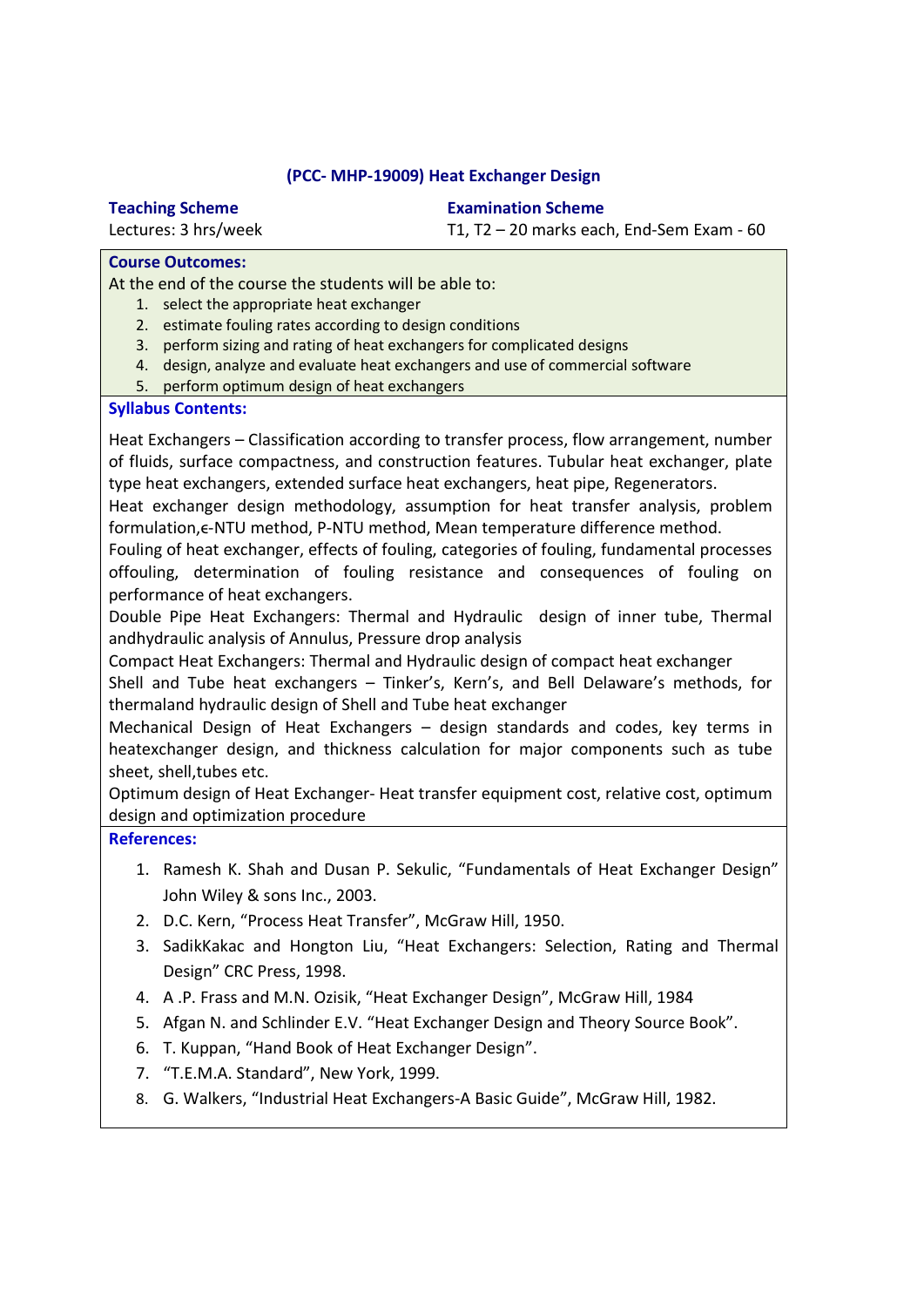## (PCC- MHP-19009) Heat Exchanger Design

**Teaching Scheme**
Lectures: 3 hrs/week

**Examination Scheme**
T1, T2 – 20 marks each, End-Sem Exam - 60

**Course Outcomes:**

At the end of the course the students will be able to:

1. select the appropriate heat exchanger
2. estimate fouling rates according to design conditions
3. perform sizing and rating of heat exchangers for complicated designs
4. design, analyze and evaluate heat exchangers and use of commercial software
5. perform optimum design of heat exchangers

**Syllabus Contents:**

Heat Exchangers – Classification according to transfer process, flow arrangement, number of fluids, surface compactness, and construction features. Tubular heat exchanger, plate type heat exchangers, extended surface heat exchangers, heat pipe, Regenerators.

Heat exchanger design methodology, assumption for heat transfer analysis, problem formulation,ϵ-NTU method, P-NTU method, Mean temperature difference method.

Fouling of heat exchanger, effects of fouling, categories of fouling, fundamental processes offouling, determination of fouling resistance and consequences of fouling on performance of heat exchangers.

Double Pipe Heat Exchangers: Thermal and Hydraulic design of inner tube, Thermal andhydraulic analysis of Annulus, Pressure drop analysis

Compact Heat Exchangers: Thermal and Hydraulic design of compact heat exchanger

Shell and Tube heat exchangers – Tinker's, Kern's, and Bell Delaware's methods, for thermaland hydraulic design of Shell and Tube heat exchanger

Mechanical Design of Heat Exchangers – design standards and codes, key terms in heatexchanger design, and thickness calculation for major components such as tube sheet, shell,tubes etc.

Optimum design of Heat Exchanger- Heat transfer equipment cost, relative cost, optimum design and optimization procedure

**References:**

1. Ramesh K. Shah and Dusan P. Sekulic, "Fundamentals of Heat Exchanger Design" John Wiley & sons Inc., 2003.
2. D.C. Kern, "Process Heat Transfer", McGraw Hill, 1950.
3. SadikKakac and Hongton Liu, "Heat Exchangers: Selection, Rating and Thermal Design" CRC Press, 1998.
4. A .P. Frass and M.N. Ozisik, "Heat Exchanger Design", McGraw Hill, 1984
5. Afgan N. and Schlinder E.V. "Heat Exchanger Design and Theory Source Book".
6. T. Kuppan, "Hand Book of Heat Exchanger Design".
7. "T.E.M.A. Standard", New York, 1999.
8. G. Walkers, "Industrial Heat Exchangers-A Basic Guide", McGraw Hill, 1982.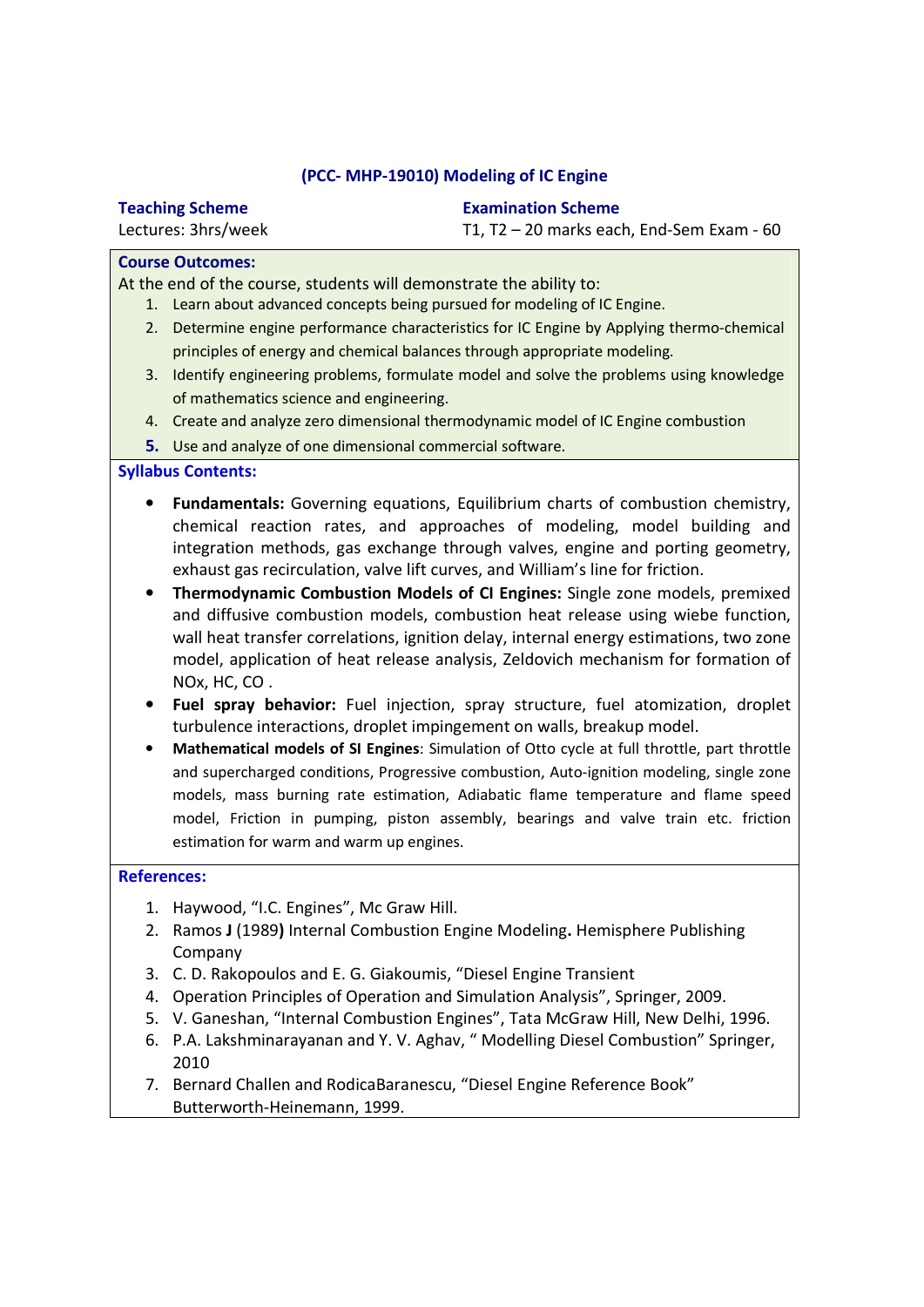## (PCC- MHP-19010) Modeling of IC Engine

**Teaching Scheme**
Lectures: 3hrs/week

**Examination Scheme**
T1, T2 – 20 marks each, End-Sem Exam - 60

**Course Outcomes:**

At the end of the course, students will demonstrate the ability to:

1. Learn about advanced concepts being pursued for modeling of IC Engine.
2. Determine engine performance characteristics for IC Engine by Applying thermo-chemical principles of energy and chemical balances through appropriate modeling.
3. Identify engineering problems, formulate model and solve the problems using knowledge of mathematics science and engineering.
4. Create and analyze zero dimensional thermodynamic model of IC Engine combustion
5. Use and analyze of one dimensional commercial software.

**Syllabus Contents:**

- **Fundamentals:** Governing equations, Equilibrium charts of combustion chemistry, chemical reaction rates, and approaches of modeling, model building and integration methods, gas exchange through valves, engine and porting geometry, exhaust gas recirculation, valve lift curves, and William's line for friction.
- **Thermodynamic Combustion Models of CI Engines:** Single zone models, premixed and diffusive combustion models, combustion heat release using wiebe function, wall heat transfer correlations, ignition delay, internal energy estimations, two zone model, application of heat release analysis, Zeldovich mechanism for formation of NOx, HC, CO .
- **Fuel spray behavior:** Fuel injection, spray structure, fuel atomization, droplet turbulence interactions, droplet impingement on walls, breakup model.
- **Mathematical models of SI Engines**: Simulation of Otto cycle at full throttle, part throttle and supercharged conditions, Progressive combustion, Auto-ignition modeling, single zone models, mass burning rate estimation, Adiabatic flame temperature and flame speed model, Friction in pumping, piston assembly, bearings and valve train etc. friction estimation for warm and warm up engines.

**References:**

1. Haywood, "I.C. Engines", Mc Graw Hill.
2. Ramos **J** (1989**)** Internal Combustion Engine Modeling**.** Hemisphere Publishing Company
3. C. D. Rakopoulos and E. G. Giakoumis, "Diesel Engine Transient
4. Operation Principles of Operation and Simulation Analysis", Springer, 2009.
5. V. Ganeshan, "Internal Combustion Engines", Tata McGraw Hill, New Delhi, 1996.
6. P.A. Lakshminarayanan and Y. V. Aghav, " Modelling Diesel Combustion" Springer, 2010
7. Bernard Challen and RodicaBaranescu, "Diesel Engine Reference Book" Butterworth-Heinemann, 1999.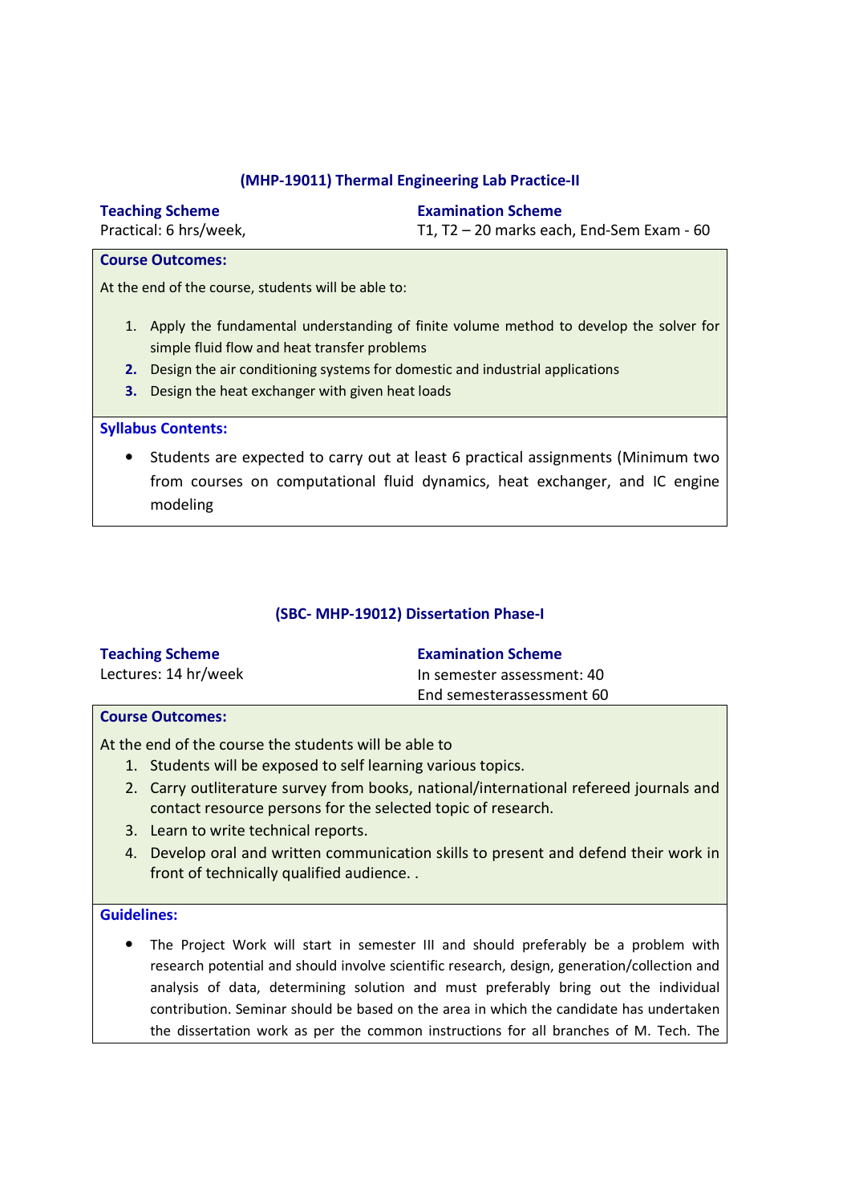### (MHP-19011) Thermal Engineering Lab Practice-II

**Teaching Scheme**
Practical: 6 hrs/week,

**Examination Scheme**
T1, T2 – 20 marks each, End-Sem Exam - 60

**Course Outcomes:**

At the end of the course, students will be able to:

1. Apply the fundamental understanding of finite volume method to develop the solver for simple fluid flow and heat transfer problems
2. Design the air conditioning systems for domestic and industrial applications
3. Design the heat exchanger with given heat loads

**Syllabus Contents:**

- Students are expected to carry out at least 6 practical assignments (Minimum two from courses on computational fluid dynamics, heat exchanger, and IC engine modeling

### (SBC- MHP-19012) Dissertation Phase-I

**Teaching Scheme**
Lectures: 14 hr/week

**Examination Scheme**
In semester assessment: 40
End semesterassessment 60

**Course Outcomes:**

At the end of the course the students will be able to

1. Students will be exposed to self learning various topics.
2. Carry outliterature survey from books, national/international refereed journals and contact resource persons for the selected topic of research.
3. Learn to write technical reports.
4. Develop oral and written communication skills to present and defend their work in front of technically qualified audience. .

**Guidelines:**

- The Project Work will start in semester III and should preferably be a problem with research potential and should involve scientific research, design, generation/collection and analysis of data, determining solution and must preferably bring out the individual contribution. Seminar should be based on the area in which the candidate has undertaken the dissertation work as per the common instructions for all branches of M. Tech. The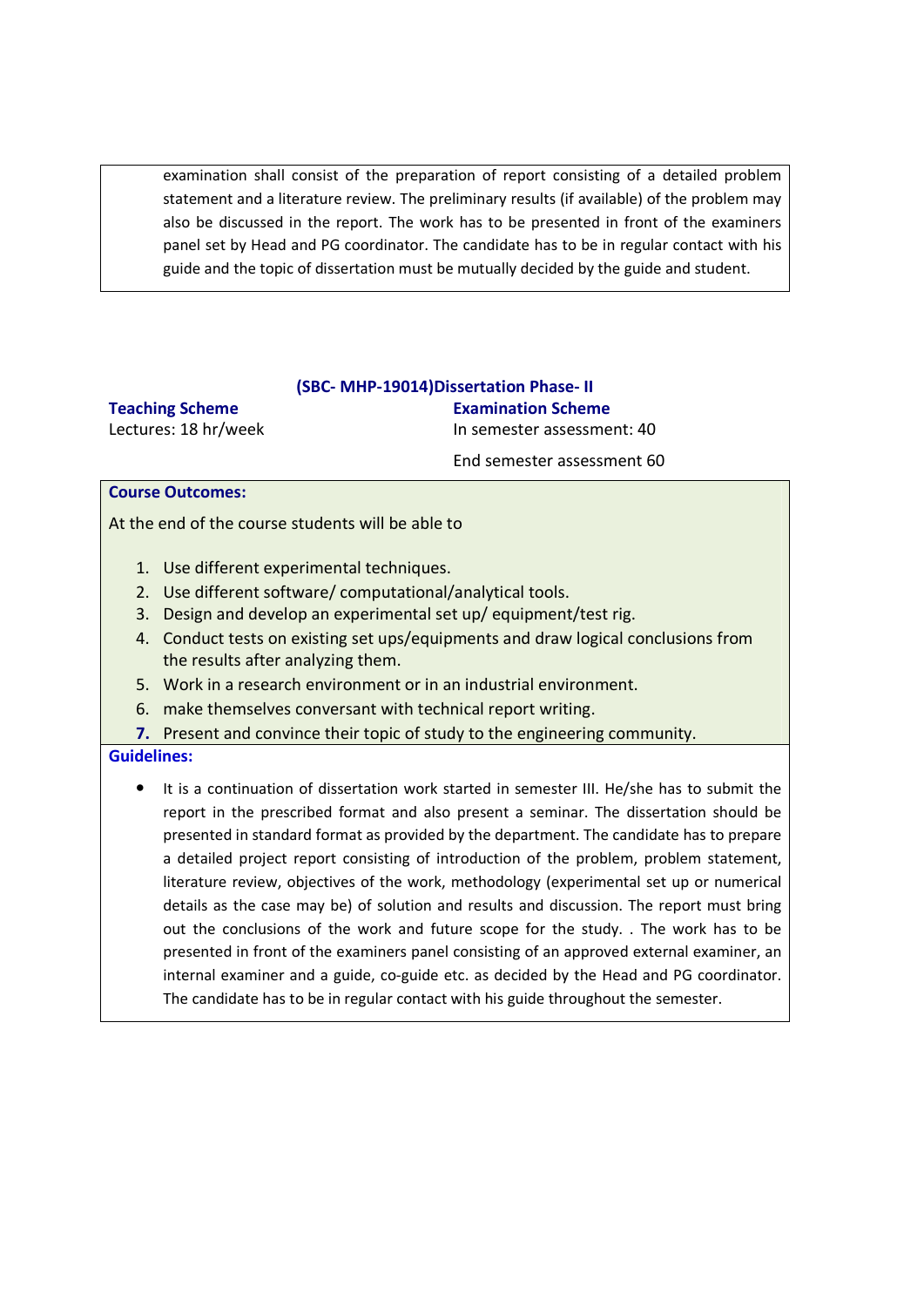examination shall consist of the preparation of report consisting of a detailed problem statement and a literature review. The preliminary results (if available) of the problem may also be discussed in the report. The work has to be presented in front of the examiners panel set by Head and PG coordinator. The candidate has to be in regular contact with his guide and the topic of dissertation must be mutually decided by the guide and student.

## (SBC- MHP-19014)Dissertation Phase- II

**Teaching Scheme**
Lectures: 18 hr/week

**Examination Scheme**
In semester assessment: 40

End semester assessment 60

**Course Outcomes:**

At the end of the course students will be able to

1. Use different experimental techniques.
2. Use different software/ computational/analytical tools.
3. Design and develop an experimental set up/ equipment/test rig.
4. Conduct tests on existing set ups/equipments and draw logical conclusions from the results after analyzing them.
5. Work in a research environment or in an industrial environment.
6. make themselves conversant with technical report writing.
7. Present and convince their topic of study to the engineering community.

**Guidelines:**

- It is a continuation of dissertation work started in semester III. He/she has to submit the report in the prescribed format and also present a seminar. The dissertation should be presented in standard format as provided by the department. The candidate has to prepare a detailed project report consisting of introduction of the problem, problem statement, literature review, objectives of the work, methodology (experimental set up or numerical details as the case may be) of solution and results and discussion. The report must bring out the conclusions of the work and future scope for the study. . The work has to be presented in front of the examiners panel consisting of an approved external examiner, an internal examiner and a guide, co-guide etc. as decided by the Head and PG coordinator. The candidate has to be in regular contact with his guide throughout the semester.